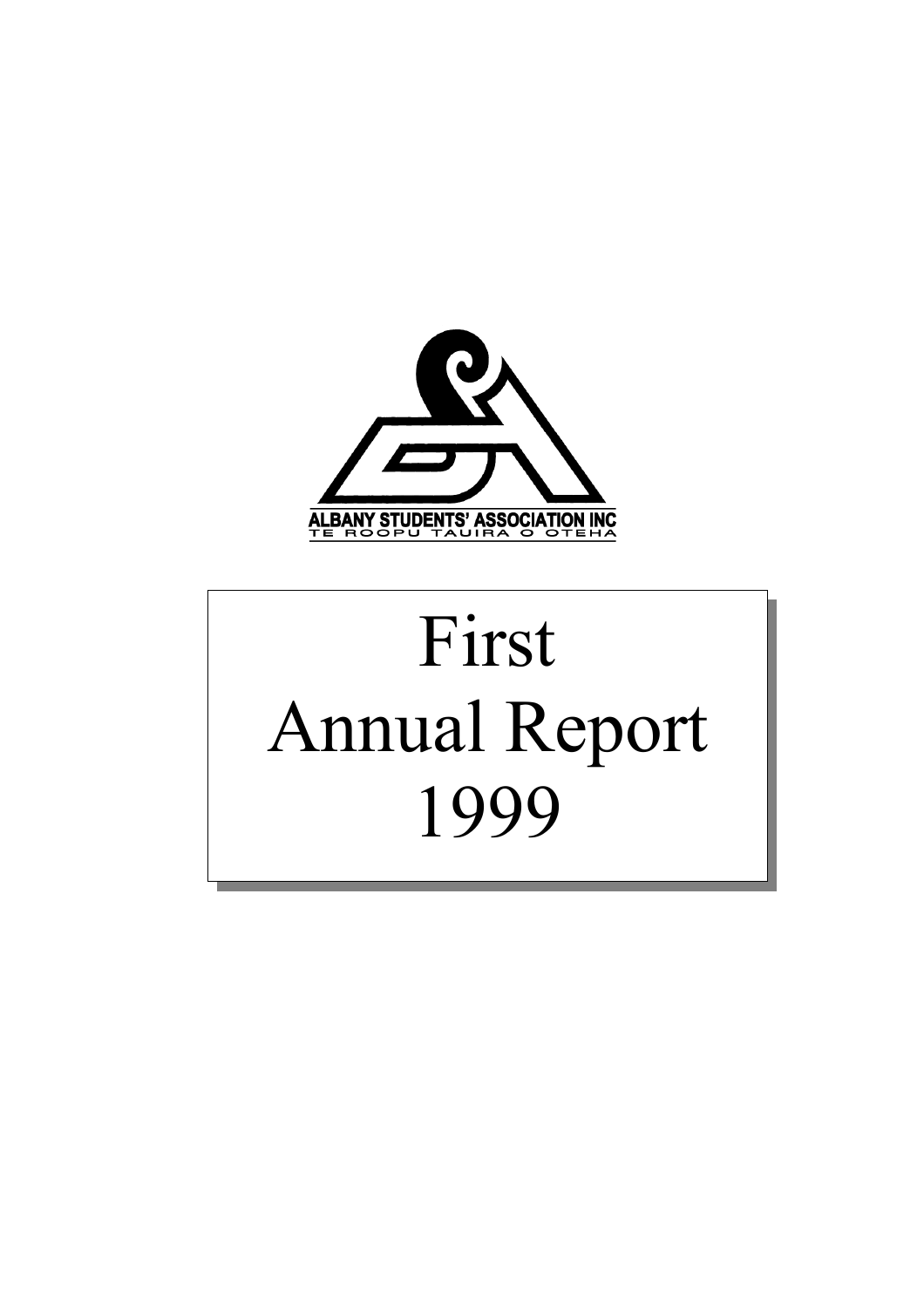ALBANY STUDENTS' ASSOCIATION INC
TE ROOPU TAUIRA O OTEHA

# First Annual Report 1999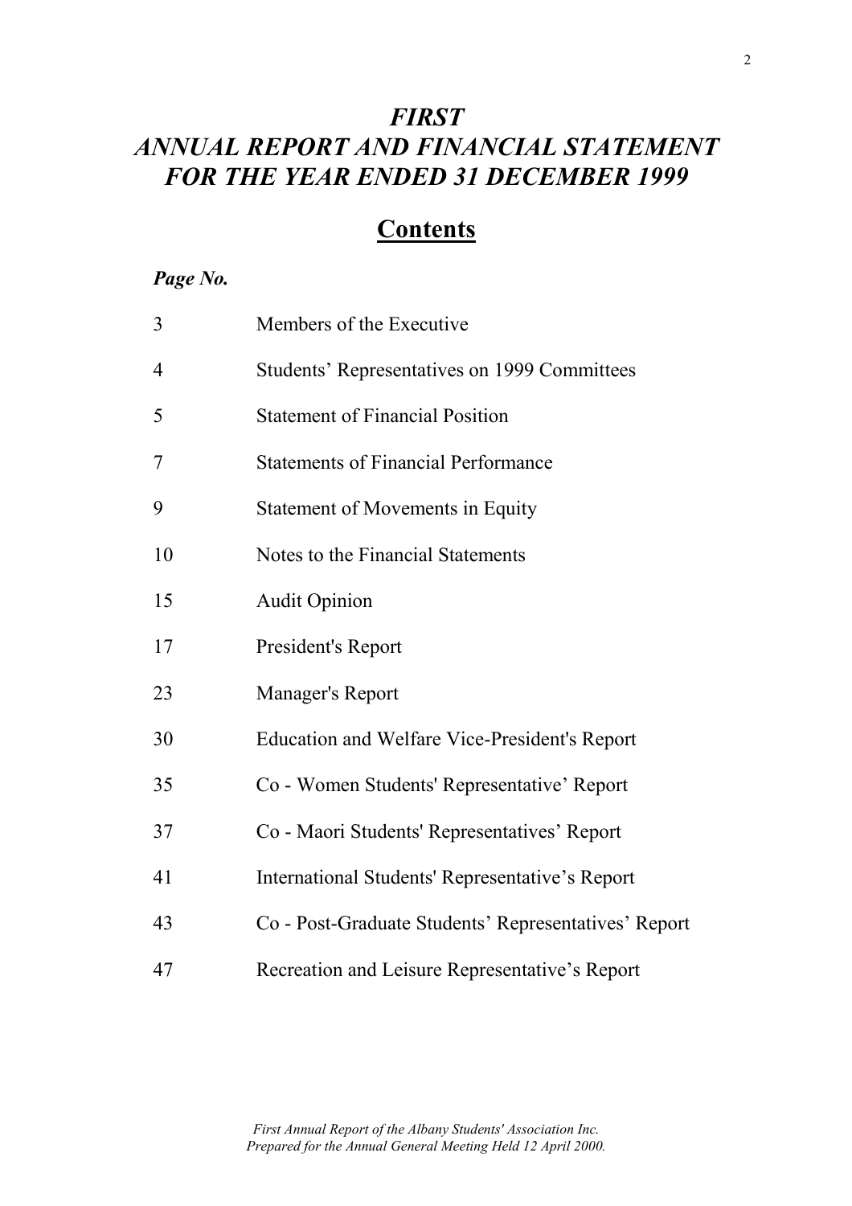# *FIRST*
# *ANNUAL REPORT AND FINANCIAL STATEMENT FOR THE YEAR ENDED 31 DECEMBER 1999*

## Contents

| ***Page No.*** | |
|---|---|
| 3 | Members of the Executive |
| 4 | Students' Representatives on 1999 Committees |
| 5 | Statement of Financial Position |
| 7 | Statements of Financial Performance |
| 9 | Statement of Movements in Equity |
| 10 | Notes to the Financial Statements |
| 15 | Audit Opinion |
| 17 | President's Report |
| 23 | Manager's Report |
| 30 | Education and Welfare Vice-President's Report |
| 35 | Co - Women Students' Representative' Report |
| 37 | Co - Maori Students' Representatives' Report |
| 41 | International Students' Representative's Report |
| 43 | Co - Post-Graduate Students' Representatives' Report |
| 47 | Recreation and Leisure Representative's Report |

*First Annual Report of the Albany Students' Association Inc.*
*Prepared for the Annual General Meeting Held 12 April 2000.*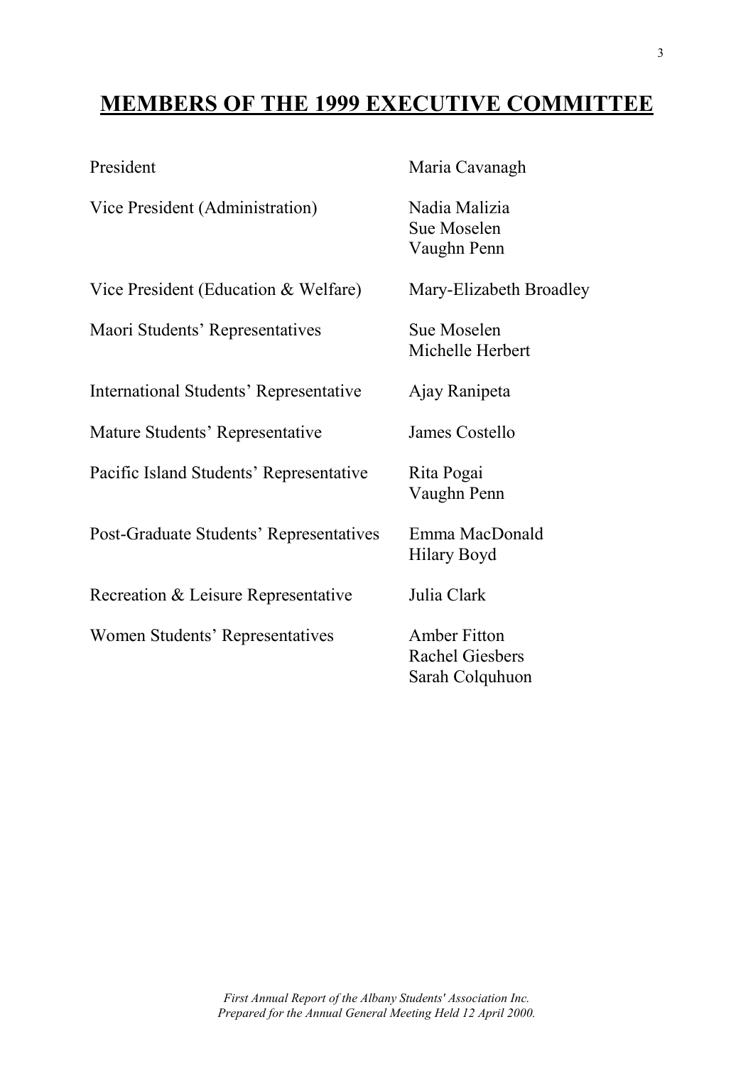# MEMBERS OF THE 1999 EXECUTIVE COMMITTEE

| | |
|---|---|
| President | Maria Cavanagh |
| Vice President (Administration) | Nadia Malizia<br>Sue Moselen<br>Vaughn Penn |
| Vice President (Education & Welfare) | Mary-Elizabeth Broadley |
| Maori Students' Representatives | Sue Moselen<br>Michelle Herbert |
| International Students' Representative | Ajay Ranipeta |
| Mature Students' Representative | James Costello |
| Pacific Island Students' Representative | Rita Pogai<br>Vaughn Penn |
| Post-Graduate Students' Representatives | Emma MacDonald<br>Hilary Boyd |
| Recreation & Leisure Representative | Julia Clark |
| Women Students' Representatives | Amber Fitton<br>Rachel Giesbers<br>Sarah Colquhuon |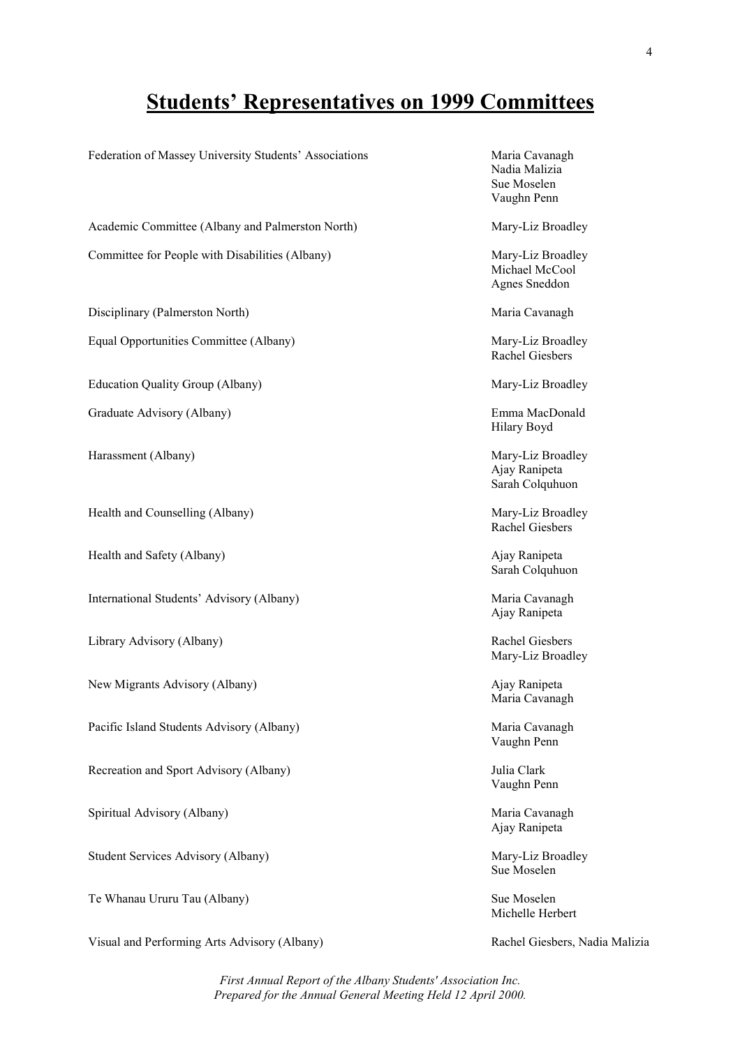# Students' Representatives on 1999 Committees

| Committee | Representatives |
|---|---|
| Federation of Massey University Students' Associations | Maria Cavanagh<br>Nadia Malizia<br>Sue Moselen<br>Vaughn Penn |
| Academic Committee (Albany and Palmerston North) | Mary-Liz Broadley |
| Committee for People with Disabilities (Albany) | Mary-Liz Broadley<br>Michael McCool<br>Agnes Sneddon |
| Disciplinary (Palmerston North) | Maria Cavanagh |
| Equal Opportunities Committee (Albany) | Mary-Liz Broadley<br>Rachel Giesbers |
| Education Quality Group (Albany) | Mary-Liz Broadley |
| Graduate Advisory (Albany) | Emma MacDonald<br>Hilary Boyd |
| Harassment (Albany) | Mary-Liz Broadley<br>Ajay Ranipeta<br>Sarah Colquhuon |
| Health and Counselling (Albany) | Mary-Liz Broadley<br>Rachel Giesbers |
| Health and Safety (Albany) | Ajay Ranipeta<br>Sarah Colquhuon |
| International Students' Advisory (Albany) | Maria Cavanagh<br>Ajay Ranipeta |
| Library Advisory (Albany) | Rachel Giesbers<br>Mary-Liz Broadley |
| New Migrants Advisory (Albany) | Ajay Ranipeta<br>Maria Cavanagh |
| Pacific Island Students Advisory (Albany) | Maria Cavanagh<br>Vaughn Penn |
| Recreation and Sport Advisory (Albany) | Julia Clark<br>Vaughn Penn |
| Spiritual Advisory (Albany) | Maria Cavanagh<br>Ajay Ranipeta |
| Student Services Advisory (Albany) | Mary-Liz Broadley<br>Sue Moselen |
| Te Whanau Ururu Tau (Albany) | Sue Moselen<br>Michelle Herbert |
| Visual and Performing Arts Advisory (Albany) | Rachel Giesbers, Nadia Malizia |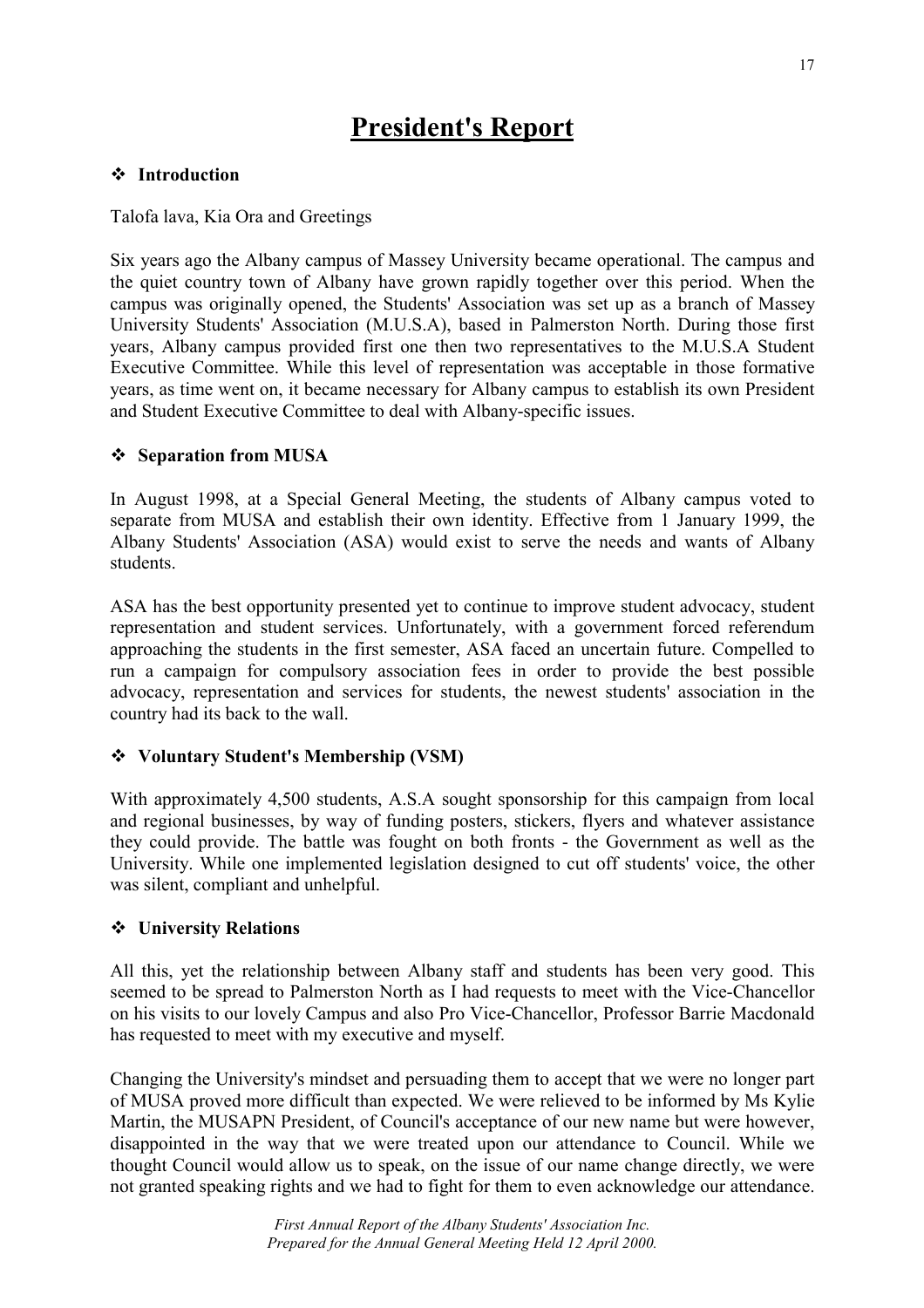# President's Report

## ❖ Introduction

Talofa lava, Kia Ora and Greetings

Six years ago the Albany campus of Massey University became operational. The campus and the quiet country town of Albany have grown rapidly together over this period. When the campus was originally opened, the Students' Association was set up as a branch of Massey University Students' Association (M.U.S.A), based in Palmerston North. During those first years, Albany campus provided first one then two representatives to the M.U.S.A Student Executive Committee. While this level of representation was acceptable in those formative years, as time went on, it became necessary for Albany campus to establish its own President and Student Executive Committee to deal with Albany-specific issues.

## ❖ Separation from MUSA

In August 1998, at a Special General Meeting, the students of Albany campus voted to separate from MUSA and establish their own identity. Effective from 1 January 1999, the Albany Students' Association (ASA) would exist to serve the needs and wants of Albany students.

ASA has the best opportunity presented yet to continue to improve student advocacy, student representation and student services. Unfortunately, with a government forced referendum approaching the students in the first semester, ASA faced an uncertain future. Compelled to run a campaign for compulsory association fees in order to provide the best possible advocacy, representation and services for students, the newest students' association in the country had its back to the wall.

## ❖ Voluntary Student's Membership (VSM)

With approximately 4,500 students, A.S.A sought sponsorship for this campaign from local and regional businesses, by way of funding posters, stickers, flyers and whatever assistance they could provide. The battle was fought on both fronts - the Government as well as the University. While one implemented legislation designed to cut off students' voice, the other was silent, compliant and unhelpful.

## ❖ University Relations

All this, yet the relationship between Albany staff and students has been very good. This seemed to be spread to Palmerston North as I had requests to meet with the Vice-Chancellor on his visits to our lovely Campus and also Pro Vice-Chancellor, Professor Barrie Macdonald has requested to meet with my executive and myself.

Changing the University's mindset and persuading them to accept that we were no longer part of MUSA proved more difficult than expected. We were relieved to be informed by Ms Kylie Martin, the MUSAPN President, of Council's acceptance of our new name but were however, disappointed in the way that we were treated upon our attendance to Council. While we thought Council would allow us to speak, on the issue of our name change directly, we were not granted speaking rights and we had to fight for them to even acknowledge our attendance.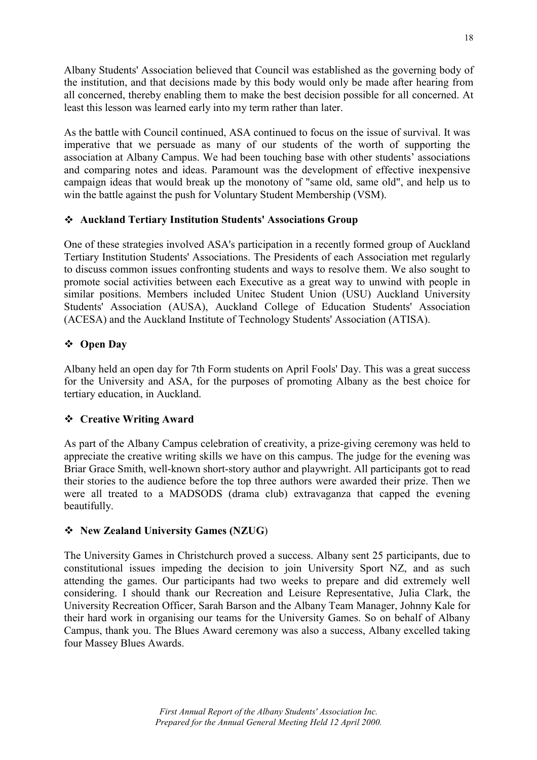Albany Students' Association believed that Council was established as the governing body of the institution, and that decisions made by this body would only be made after hearing from all concerned, thereby enabling them to make the best decision possible for all concerned. At least this lesson was learned early into my term rather than later.

As the battle with Council continued, ASA continued to focus on the issue of survival. It was imperative that we persuade as many of our students of the worth of supporting the association at Albany Campus. We had been touching base with other students' associations and comparing notes and ideas. Paramount was the development of effective inexpensive campaign ideas that would break up the monotony of "same old, same old", and help us to win the battle against the push for Voluntary Student Membership (VSM).

### ❖ Auckland Tertiary Institution Students' Associations Group

One of these strategies involved ASA's participation in a recently formed group of Auckland Tertiary Institution Students' Associations. The Presidents of each Association met regularly to discuss common issues confronting students and ways to resolve them. We also sought to promote social activities between each Executive as a great way to unwind with people in similar positions. Members included Unitec Student Union (USU) Auckland University Students' Association (AUSA), Auckland College of Education Students' Association (ACESA) and the Auckland Institute of Technology Students' Association (ATISA).

### ❖ Open Day

Albany held an open day for 7th Form students on April Fools' Day. This was a great success for the University and ASA, for the purposes of promoting Albany as the best choice for tertiary education, in Auckland.

### ❖ Creative Writing Award

As part of the Albany Campus celebration of creativity, a prize-giving ceremony was held to appreciate the creative writing skills we have on this campus. The judge for the evening was Briar Grace Smith, well-known short-story author and playwright. All participants got to read their stories to the audience before the top three authors were awarded their prize. Then we were all treated to a MADSODS (drama club) extravaganza that capped the evening beautifully.

### ❖ New Zealand University Games (NZUG)

The University Games in Christchurch proved a success. Albany sent 25 participants, due to constitutional issues impeding the decision to join University Sport NZ, and as such attending the games. Our participants had two weeks to prepare and did extremely well considering. I should thank our Recreation and Leisure Representative, Julia Clark, the University Recreation Officer, Sarah Barson and the Albany Team Manager, Johnny Kale for their hard work in organising our teams for the University Games. So on behalf of Albany Campus, thank you. The Blues Award ceremony was also a success, Albany excelled taking four Massey Blues Awards.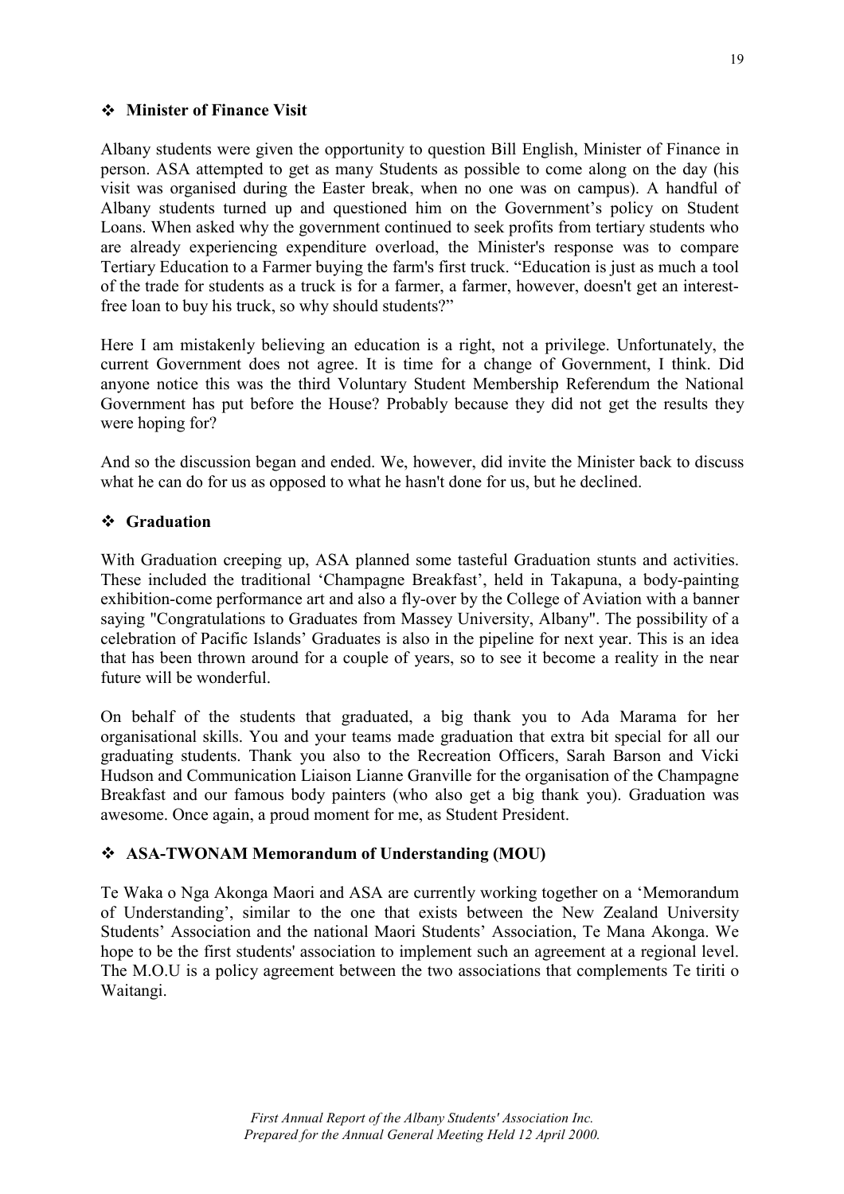## ❖ Minister of Finance Visit

Albany students were given the opportunity to question Bill English, Minister of Finance in person. ASA attempted to get as many Students as possible to come along on the day (his visit was organised during the Easter break, when no one was on campus). A handful of Albany students turned up and questioned him on the Government's policy on Student Loans. When asked why the government continued to seek profits from tertiary students who are already experiencing expenditure overload, the Minister's response was to compare Tertiary Education to a Farmer buying the farm's first truck. "Education is just as much a tool of the trade for students as a truck is for a farmer, a farmer, however, doesn't get an interest-free loan to buy his truck, so why should students?"

Here I am mistakenly believing an education is a right, not a privilege. Unfortunately, the current Government does not agree. It is time for a change of Government, I think. Did anyone notice this was the third Voluntary Student Membership Referendum the National Government has put before the House? Probably because they did not get the results they were hoping for?

And so the discussion began and ended. We, however, did invite the Minister back to discuss what he can do for us as opposed to what he hasn't done for us, but he declined.

## ❖ Graduation

With Graduation creeping up, ASA planned some tasteful Graduation stunts and activities. These included the traditional 'Champagne Breakfast', held in Takapuna, a body-painting exhibition-come performance art and also a fly-over by the College of Aviation with a banner saying "Congratulations to Graduates from Massey University, Albany". The possibility of a celebration of Pacific Islands' Graduates is also in the pipeline for next year. This is an idea that has been thrown around for a couple of years, so to see it become a reality in the near future will be wonderful.

On behalf of the students that graduated, a big thank you to Ada Marama for her organisational skills. You and your teams made graduation that extra bit special for all our graduating students. Thank you also to the Recreation Officers, Sarah Barson and Vicki Hudson and Communication Liaison Lianne Granville for the organisation of the Champagne Breakfast and our famous body painters (who also get a big thank you). Graduation was awesome. Once again, a proud moment for me, as Student President.

## ❖ ASA-TWONAM Memorandum of Understanding (MOU)

Te Waka o Nga Akonga Maori and ASA are currently working together on a 'Memorandum of Understanding', similar to the one that exists between the New Zealand University Students' Association and the national Maori Students' Association, Te Mana Akonga. We hope to be the first students' association to implement such an agreement at a regional level. The M.O.U is a policy agreement between the two associations that complements Te tiriti o Waitangi.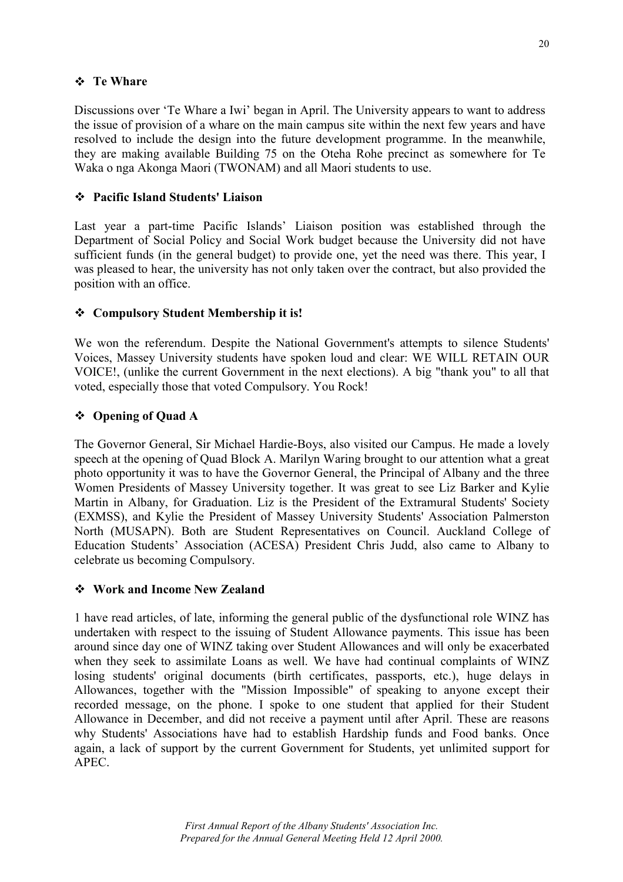## ❖ Te Whare

Discussions over 'Te Whare a Iwi' began in April. The University appears to want to address the issue of provision of a whare on the main campus site within the next few years and have resolved to include the design into the future development programme. In the meanwhile, they are making available Building 75 on the Oteha Rohe precinct as somewhere for Te Waka o nga Akonga Maori (TWONAM) and all Maori students to use.

## ❖ Pacific Island Students' Liaison

Last year a part-time Pacific Islands' Liaison position was established through the Department of Social Policy and Social Work budget because the University did not have sufficient funds (in the general budget) to provide one, yet the need was there. This year, I was pleased to hear, the university has not only taken over the contract, but also provided the position with an office.

## ❖ Compulsory Student Membership it is!

We won the referendum. Despite the National Government's attempts to silence Students' Voices, Massey University students have spoken loud and clear: WE WILL RETAIN OUR VOICE!, (unlike the current Government in the next elections). A big "thank you" to all that voted, especially those that voted Compulsory. You Rock!

## ❖ Opening of Quad A

The Governor General, Sir Michael Hardie-Boys, also visited our Campus. He made a lovely speech at the opening of Quad Block A. Marilyn Waring brought to our attention what a great photo opportunity it was to have the Governor General, the Principal of Albany and the three Women Presidents of Massey University together. It was great to see Liz Barker and Kylie Martin in Albany, for Graduation. Liz is the President of the Extramural Students' Society (EXMSS), and Kylie the President of Massey University Students' Association Palmerston North (MUSAPN). Both are Student Representatives on Council. Auckland College of Education Students' Association (ACESA) President Chris Judd, also came to Albany to celebrate us becoming Compulsory.

## ❖ Work and Income New Zealand

1 have read articles, of late, informing the general public of the dysfunctional role WINZ has undertaken with respect to the issuing of Student Allowance payments. This issue has been around since day one of WINZ taking over Student Allowances and will only be exacerbated when they seek to assimilate Loans as well. We have had continual complaints of WINZ losing students' original documents (birth certificates, passports, etc.), huge delays in Allowances, together with the "Mission Impossible" of speaking to anyone except their recorded message, on the phone. I spoke to one student that applied for their Student Allowance in December, and did not receive a payment until after April. These are reasons why Students' Associations have had to establish Hardship funds and Food banks. Once again, a lack of support by the current Government for Students, yet unlimited support for APEC.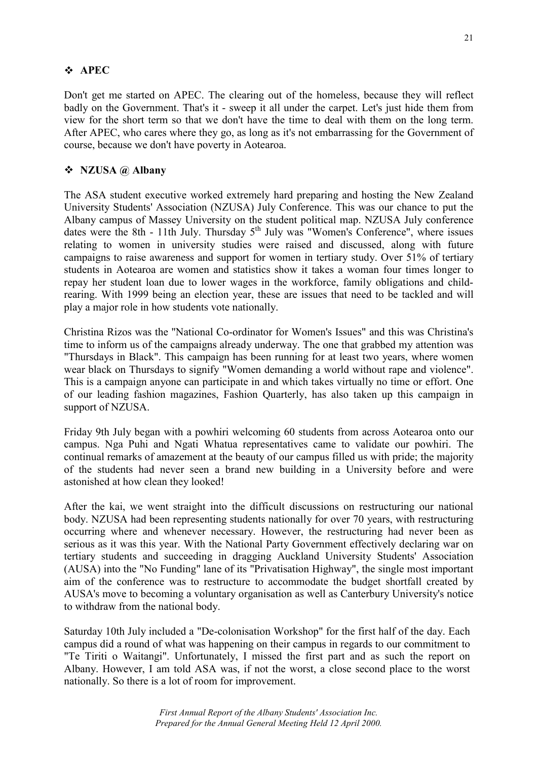## ❖ APEC

Don't get me started on APEC. The clearing out of the homeless, because they will reflect badly on the Government. That's it - sweep it all under the carpet. Let's just hide them from view for the short term so that we don't have the time to deal with them on the long term. After APEC, who cares where they go, as long as it's not embarrassing for the Government of course, because we don't have poverty in Aotearoa.

## ❖ NZUSA @ Albany

The ASA student executive worked extremely hard preparing and hosting the New Zealand University Students' Association (NZUSA) July Conference. This was our chance to put the Albany campus of Massey University on the student political map. NZUSA July conference dates were the 8th - 11th July. Thursday 5th July was "Women's Conference", where issues relating to women in university studies were raised and discussed, along with future campaigns to raise awareness and support for women in tertiary study. Over 51% of tertiary students in Aotearoa are women and statistics show it takes a woman four times longer to repay her student loan due to lower wages in the workforce, family obligations and child-rearing. With 1999 being an election year, these are issues that need to be tackled and will play a major role in how students vote nationally.

Christina Rizos was the "National Co-ordinator for Women's Issues" and this was Christina's time to inform us of the campaigns already underway. The one that grabbed my attention was "Thursdays in Black". This campaign has been running for at least two years, where women wear black on Thursdays to signify "Women demanding a world without rape and violence". This is a campaign anyone can participate in and which takes virtually no time or effort. One of our leading fashion magazines, Fashion Quarterly, has also taken up this campaign in support of NZUSA.

Friday 9th July began with a powhiri welcoming 60 students from across Aotearoa onto our campus. Nga Puhi and Ngati Whatua representatives came to validate our powhiri. The continual remarks of amazement at the beauty of our campus filled us with pride; the majority of the students had never seen a brand new building in a University before and were astonished at how clean they looked!

After the kai, we went straight into the difficult discussions on restructuring our national body. NZUSA had been representing students nationally for over 70 years, with restructuring occurring where and whenever necessary. However, the restructuring had never been as serious as it was this year. With the National Party Government effectively declaring war on tertiary students and succeeding in dragging Auckland University Students' Association (AUSA) into the "No Funding" lane of its "Privatisation Highway", the single most important aim of the conference was to restructure to accommodate the budget shortfall created by AUSA's move to becoming a voluntary organisation as well as Canterbury University's notice to withdraw from the national body.

Saturday 10th July included a "De-colonisation Workshop" for the first half of the day. Each campus did a round of what was happening on their campus in regards to our commitment to "Te Tiriti o Waitangi". Unfortunately, I missed the first part and as such the report on Albany. However, I am told ASA was, if not the worst, a close second place to the worst nationally. So there is a lot of room for improvement.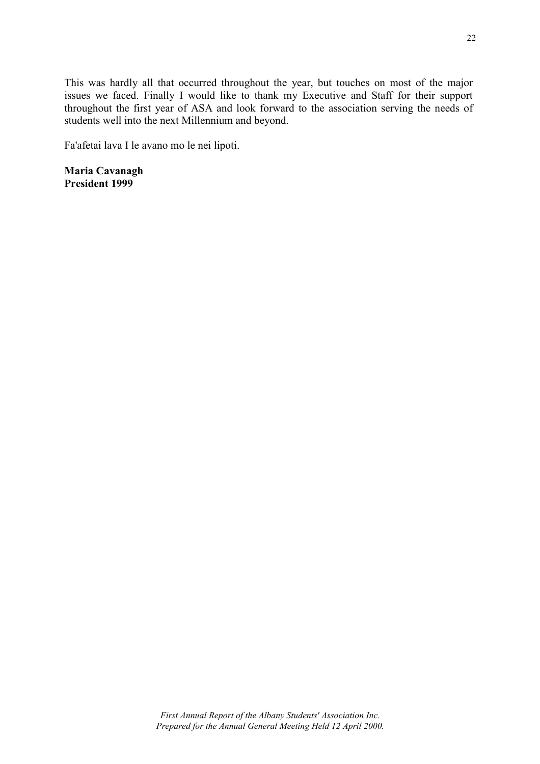This was hardly all that occurred throughout the year, but touches on most of the major issues we faced. Finally I would like to thank my Executive and Staff for their support throughout the first year of ASA and look forward to the association serving the needs of students well into the next Millennium and beyond.

Fa'afetai lava I le avano mo le nei lipoti.

**Maria Cavanagh**
**President 1999**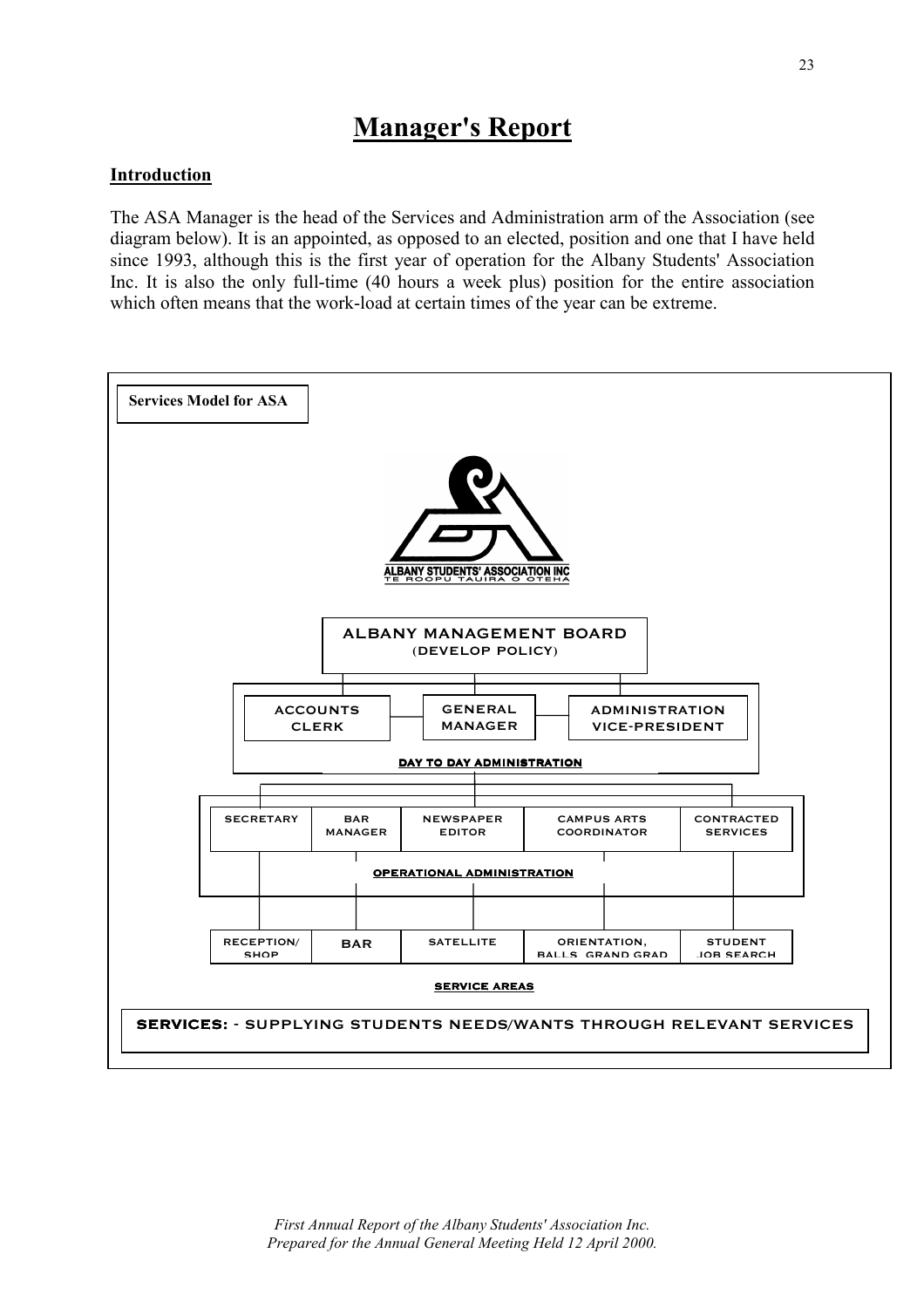# Manager's Report

## Introduction

The ASA Manager is the head of the Services and Administration arm of the Association (see diagram below). It is an appointed, as opposed to an elected, position and one that I have held since 1993, although this is the first year of operation for the Albany Students' Association Inc. It is also the only full-time (40 hours a week plus) position for the entire association which often means that the work-load at certain times of the year can be extreme.

**Services Model for ASA**

ALBANY STUDENTS' ASSOCIATION INC
TE ROOPU TAUIRA O OTEHA

ALBANY MANAGEMENT BOARD
(DEVELOP POLICY)

ACCOUNTS CLERK — GENERAL MANAGER — ADMINISTRATION VICE-PRESIDENT

DAY TO DAY ADMINISTRATION

SECRETARY | BAR MANAGER | NEWSPAPER EDITOR | CAMPUS ARTS COORDINATOR | CONTRACTED SERVICES

OPERATIONAL ADMINISTRATION

RECEPTION/ SHOP | BAR | SATELLITE | ORIENTATION, BALLS, GRAND GRAD | STUDENT JOB SEARCH

SERVICE AREAS

**SERVICES:** - SUPPLYING STUDENTS NEEDS/WANTS THROUGH RELEVANT SERVICES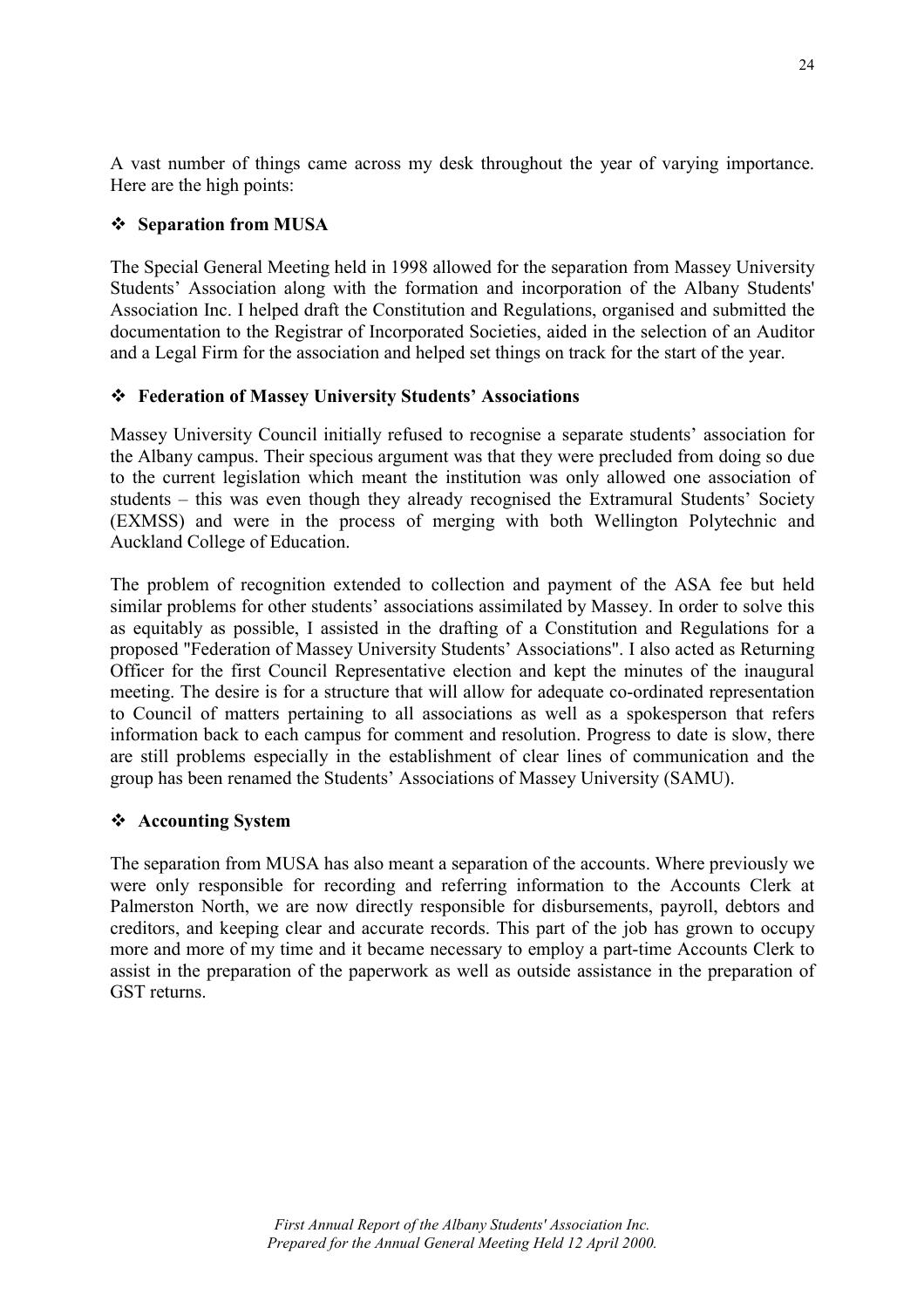A vast number of things came across my desk throughout the year of varying importance. Here are the high points:

- **Separation from MUSA**

The Special General Meeting held in 1998 allowed for the separation from Massey University Students' Association along with the formation and incorporation of the Albany Students' Association Inc. I helped draft the Constitution and Regulations, organised and submitted the documentation to the Registrar of Incorporated Societies, aided in the selection of an Auditor and a Legal Firm for the association and helped set things on track for the start of the year.

- **Federation of Massey University Students' Associations**

Massey University Council initially refused to recognise a separate students' association for the Albany campus. Their specious argument was that they were precluded from doing so due to the current legislation which meant the institution was only allowed one association of students – this was even though they already recognised the Extramural Students' Society (EXMSS) and were in the process of merging with both Wellington Polytechnic and Auckland College of Education.

The problem of recognition extended to collection and payment of the ASA fee but held similar problems for other students' associations assimilated by Massey. In order to solve this as equitably as possible, I assisted in the drafting of a Constitution and Regulations for a proposed "Federation of Massey University Students' Associations". I also acted as Returning Officer for the first Council Representative election and kept the minutes of the inaugural meeting. The desire is for a structure that will allow for adequate co-ordinated representation to Council of matters pertaining to all associations as well as a spokesperson that refers information back to each campus for comment and resolution. Progress to date is slow, there are still problems especially in the establishment of clear lines of communication and the group has been renamed the Students' Associations of Massey University (SAMU).

- **Accounting System**

The separation from MUSA has also meant a separation of the accounts. Where previously we were only responsible for recording and referring information to the Accounts Clerk at Palmerston North, we are now directly responsible for disbursements, payroll, debtors and creditors, and keeping clear and accurate records. This part of the job has grown to occupy more and more of my time and it became necessary to employ a part-time Accounts Clerk to assist in the preparation of the paperwork as well as outside assistance in the preparation of GST returns.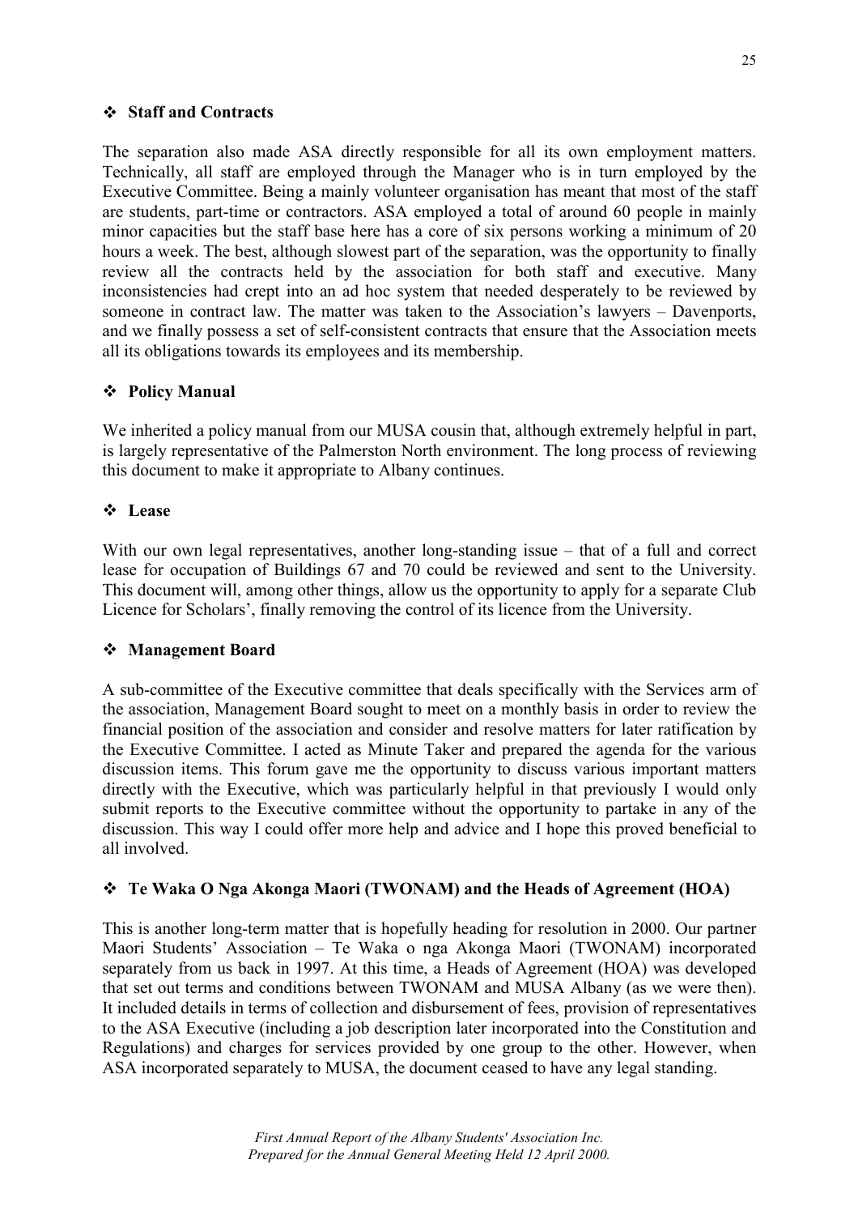- **Staff and Contracts**

The separation also made ASA directly responsible for all its own employment matters. Technically, all staff are employed through the Manager who is in turn employed by the Executive Committee. Being a mainly volunteer organisation has meant that most of the staff are students, part-time or contractors. ASA employed a total of around 60 people in mainly minor capacities but the staff base here has a core of six persons working a minimum of 20 hours a week. The best, although slowest part of the separation, was the opportunity to finally review all the contracts held by the association for both staff and executive. Many inconsistencies had crept into an ad hoc system that needed desperately to be reviewed by someone in contract law. The matter was taken to the Association's lawyers – Davenports, and we finally possess a set of self-consistent contracts that ensure that the Association meets all its obligations towards its employees and its membership.

- **Policy Manual**

We inherited a policy manual from our MUSA cousin that, although extremely helpful in part, is largely representative of the Palmerston North environment. The long process of reviewing this document to make it appropriate to Albany continues.

- **Lease**

With our own legal representatives, another long-standing issue – that of a full and correct lease for occupation of Buildings 67 and 70 could be reviewed and sent to the University. This document will, among other things, allow us the opportunity to apply for a separate Club Licence for Scholars', finally removing the control of its licence from the University.

- **Management Board**

A sub-committee of the Executive committee that deals specifically with the Services arm of the association, Management Board sought to meet on a monthly basis in order to review the financial position of the association and consider and resolve matters for later ratification by the Executive Committee. I acted as Minute Taker and prepared the agenda for the various discussion items. This forum gave me the opportunity to discuss various important matters directly with the Executive, which was particularly helpful in that previously I would only submit reports to the Executive committee without the opportunity to partake in any of the discussion. This way I could offer more help and advice and I hope this proved beneficial to all involved.

- **Te Waka O Nga Akonga Maori (TWONAM) and the Heads of Agreement (HOA)**

This is another long-term matter that is hopefully heading for resolution in 2000. Our partner Maori Students' Association – Te Waka o nga Akonga Maori (TWONAM) incorporated separately from us back in 1997. At this time, a Heads of Agreement (HOA) was developed that set out terms and conditions between TWONAM and MUSA Albany (as we were then). It included details in terms of collection and disbursement of fees, provision of representatives to the ASA Executive (including a job description later incorporated into the Constitution and Regulations) and charges for services provided by one group to the other. However, when ASA incorporated separately to MUSA, the document ceased to have any legal standing.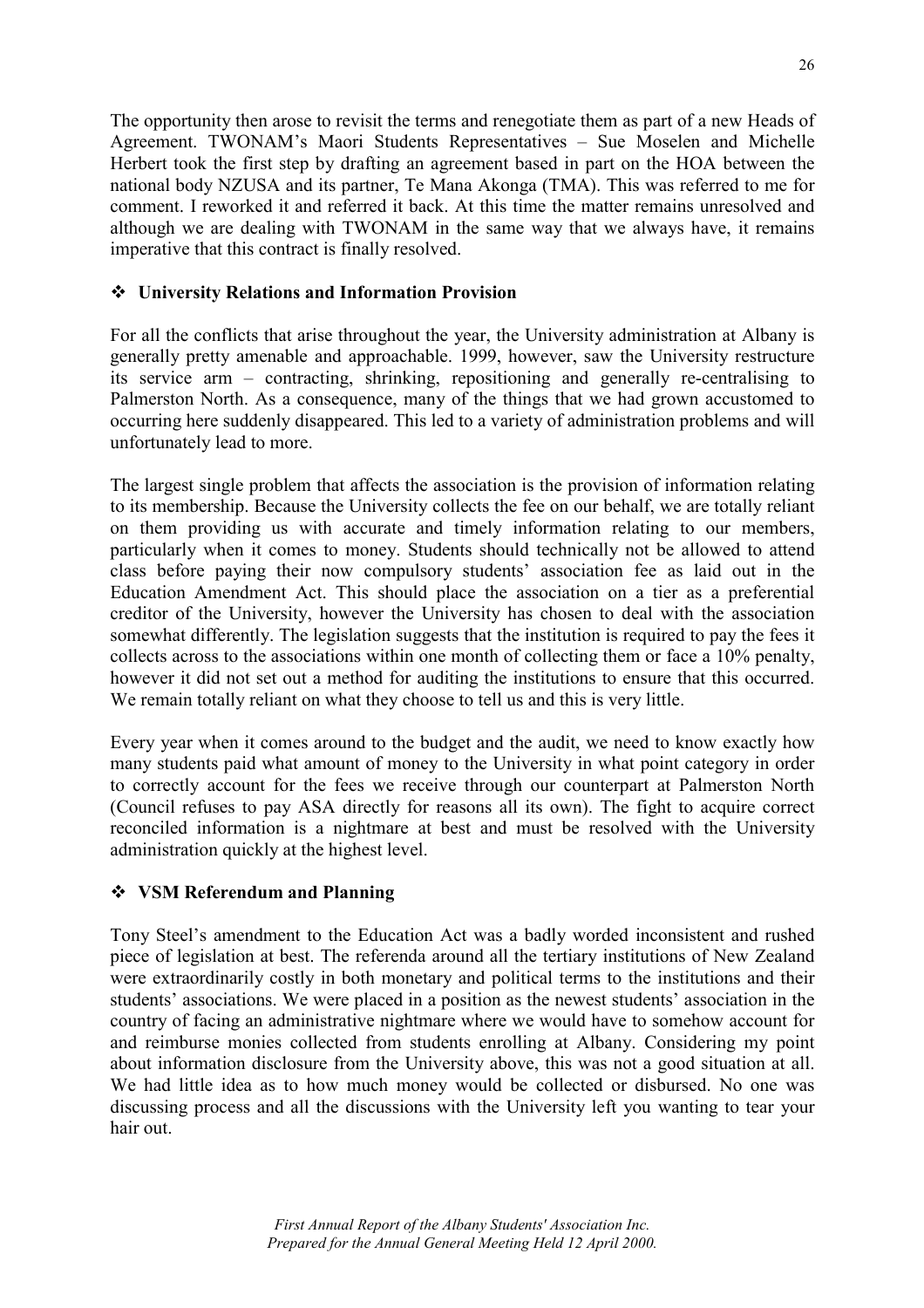The opportunity then arose to revisit the terms and renegotiate them as part of a new Heads of Agreement. TWONAM's Maori Students Representatives – Sue Moselen and Michelle Herbert took the first step by drafting an agreement based in part on the HOA between the national body NZUSA and its partner, Te Mana Akonga (TMA). This was referred to me for comment. I reworked it and referred it back. At this time the matter remains unresolved and although we are dealing with TWONAM in the same way that we always have, it remains imperative that this contract is finally resolved.

### ❖ University Relations and Information Provision

For all the conflicts that arise throughout the year, the University administration at Albany is generally pretty amenable and approachable. 1999, however, saw the University restructure its service arm – contracting, shrinking, repositioning and generally re-centralising to Palmerston North. As a consequence, many of the things that we had grown accustomed to occurring here suddenly disappeared. This led to a variety of administration problems and will unfortunately lead to more.

The largest single problem that affects the association is the provision of information relating to its membership. Because the University collects the fee on our behalf, we are totally reliant on them providing us with accurate and timely information relating to our members, particularly when it comes to money. Students should technically not be allowed to attend class before paying their now compulsory students' association fee as laid out in the Education Amendment Act. This should place the association on a tier as a preferential creditor of the University, however the University has chosen to deal with the association somewhat differently. The legislation suggests that the institution is required to pay the fees it collects across to the associations within one month of collecting them or face a 10% penalty, however it did not set out a method for auditing the institutions to ensure that this occurred. We remain totally reliant on what they choose to tell us and this is very little.

Every year when it comes around to the budget and the audit, we need to know exactly how many students paid what amount of money to the University in what point category in order to correctly account for the fees we receive through our counterpart at Palmerston North (Council refuses to pay ASA directly for reasons all its own). The fight to acquire correct reconciled information is a nightmare at best and must be resolved with the University administration quickly at the highest level.

### ❖ VSM Referendum and Planning

Tony Steel's amendment to the Education Act was a badly worded inconsistent and rushed piece of legislation at best. The referenda around all the tertiary institutions of New Zealand were extraordinarily costly in both monetary and political terms to the institutions and their students' associations. We were placed in a position as the newest students' association in the country of facing an administrative nightmare where we would have to somehow account for and reimburse monies collected from students enrolling at Albany. Considering my point about information disclosure from the University above, this was not a good situation at all. We had little idea as to how much money would be collected or disbursed. No one was discussing process and all the discussions with the University left you wanting to tear your hair out.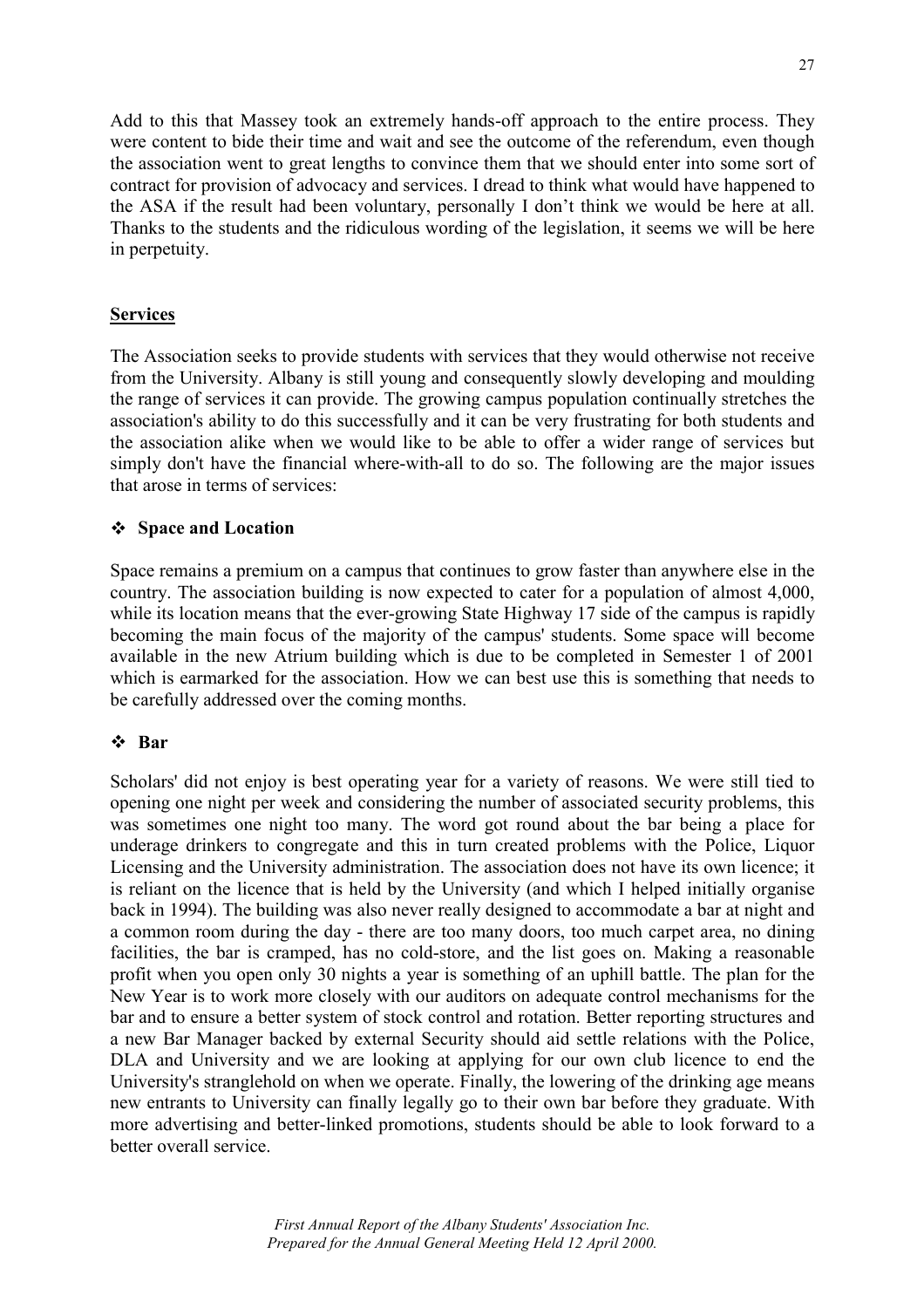Add to this that Massey took an extremely hands-off approach to the entire process. They were content to bide their time and wait and see the outcome of the referendum, even though the association went to great lengths to convince them that we should enter into some sort of contract for provision of advocacy and services. I dread to think what would have happened to the ASA if the result had been voluntary, personally I don't think we would be here at all. Thanks to the students and the ridiculous wording of the legislation, it seems we will be here in perpetuity.

## Services

The Association seeks to provide students with services that they would otherwise not receive from the University. Albany is still young and consequently slowly developing and moulding the range of services it can provide. The growing campus population continually stretches the association's ability to do this successfully and it can be very frustrating for both students and the association alike when we would like to be able to offer a wider range of services but simply don't have the financial where-with-all to do so. The following are the major issues that arose in terms of services:

### ❖ Space and Location

Space remains a premium on a campus that continues to grow faster than anywhere else in the country. The association building is now expected to cater for a population of almost 4,000, while its location means that the ever-growing State Highway 17 side of the campus is rapidly becoming the main focus of the majority of the campus' students. Some space will become available in the new Atrium building which is due to be completed in Semester 1 of 2001 which is earmarked for the association. How we can best use this is something that needs to be carefully addressed over the coming months.

### ❖ Bar

Scholars' did not enjoy is best operating year for a variety of reasons. We were still tied to opening one night per week and considering the number of associated security problems, this was sometimes one night too many. The word got round about the bar being a place for underage drinkers to congregate and this in turn created problems with the Police, Liquor Licensing and the University administration. The association does not have its own licence; it is reliant on the licence that is held by the University (and which I helped initially organise back in 1994). The building was also never really designed to accommodate a bar at night and a common room during the day - there are too many doors, too much carpet area, no dining facilities, the bar is cramped, has no cold-store, and the list goes on. Making a reasonable profit when you open only 30 nights a year is something of an uphill battle. The plan for the New Year is to work more closely with our auditors on adequate control mechanisms for the bar and to ensure a better system of stock control and rotation. Better reporting structures and a new Bar Manager backed by external Security should aid settle relations with the Police, DLA and University and we are looking at applying for our own club licence to end the University's stranglehold on when we operate. Finally, the lowering of the drinking age means new entrants to University can finally legally go to their own bar before they graduate. With more advertising and better-linked promotions, students should be able to look forward to a better overall service.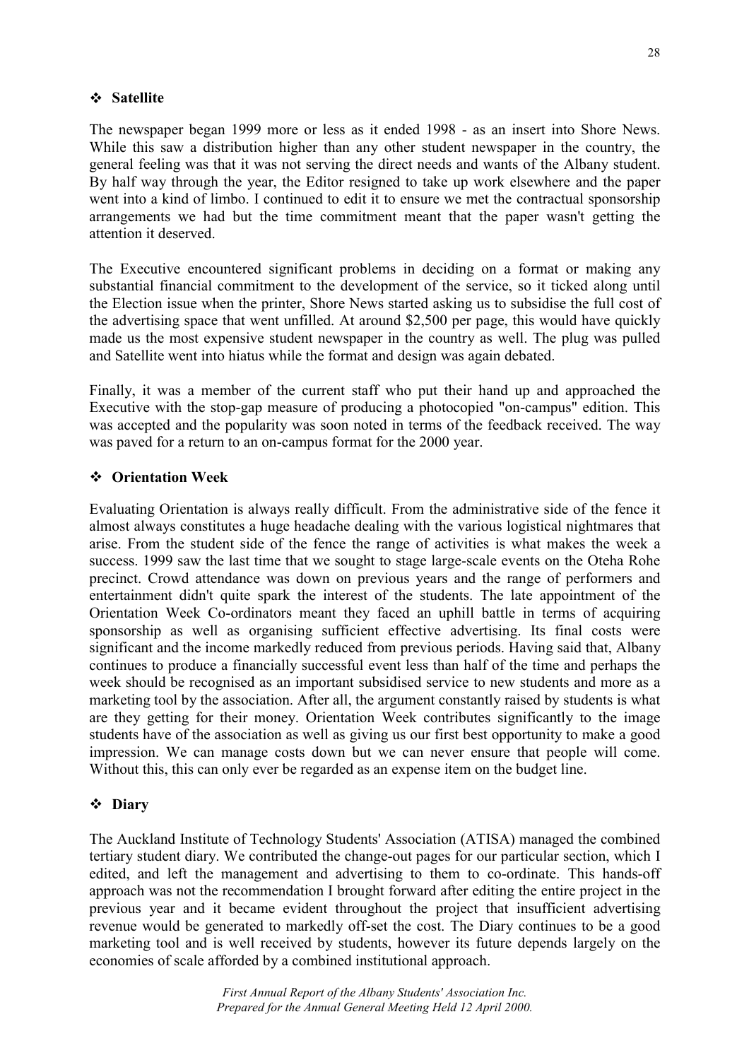### ❖ Satellite

The newspaper began 1999 more or less as it ended 1998 - as an insert into Shore News. While this saw a distribution higher than any other student newspaper in the country, the general feeling was that it was not serving the direct needs and wants of the Albany student. By half way through the year, the Editor resigned to take up work elsewhere and the paper went into a kind of limbo. I continued to edit it to ensure we met the contractual sponsorship arrangements we had but the time commitment meant that the paper wasn't getting the attention it deserved.

The Executive encountered significant problems in deciding on a format or making any substantial financial commitment to the development of the service, so it ticked along until the Election issue when the printer, Shore News started asking us to subsidise the full cost of the advertising space that went unfilled. At around $2,500 per page, this would have quickly made us the most expensive student newspaper in the country as well. The plug was pulled and Satellite went into hiatus while the format and design was again debated.

Finally, it was a member of the current staff who put their hand up and approached the Executive with the stop-gap measure of producing a photocopied "on-campus" edition. This was accepted and the popularity was soon noted in terms of the feedback received. The way was paved for a return to an on-campus format for the 2000 year.

### ❖ Orientation Week

Evaluating Orientation is always really difficult. From the administrative side of the fence it almost always constitutes a huge headache dealing with the various logistical nightmares that arise. From the student side of the fence the range of activities is what makes the week a success. 1999 saw the last time that we sought to stage large-scale events on the Oteha Rohe precinct. Crowd attendance was down on previous years and the range of performers and entertainment didn't quite spark the interest of the students. The late appointment of the Orientation Week Co-ordinators meant they faced an uphill battle in terms of acquiring sponsorship as well as organising sufficient effective advertising. Its final costs were significant and the income markedly reduced from previous periods. Having said that, Albany continues to produce a financially successful event less than half of the time and perhaps the week should be recognised as an important subsidised service to new students and more as a marketing tool by the association. After all, the argument constantly raised by students is what are they getting for their money. Orientation Week contributes significantly to the image students have of the association as well as giving us our first best opportunity to make a good impression. We can manage costs down but we can never ensure that people will come. Without this, this can only ever be regarded as an expense item on the budget line.

### ❖ Diary

The Auckland Institute of Technology Students' Association (ATISA) managed the combined tertiary student diary. We contributed the change-out pages for our particular section, which I edited, and left the management and advertising to them to co-ordinate. This hands-off approach was not the recommendation I brought forward after editing the entire project in the previous year and it became evident throughout the project that insufficient advertising revenue would be generated to markedly off-set the cost. The Diary continues to be a good marketing tool and is well received by students, however its future depends largely on the economies of scale afforded by a combined institutional approach.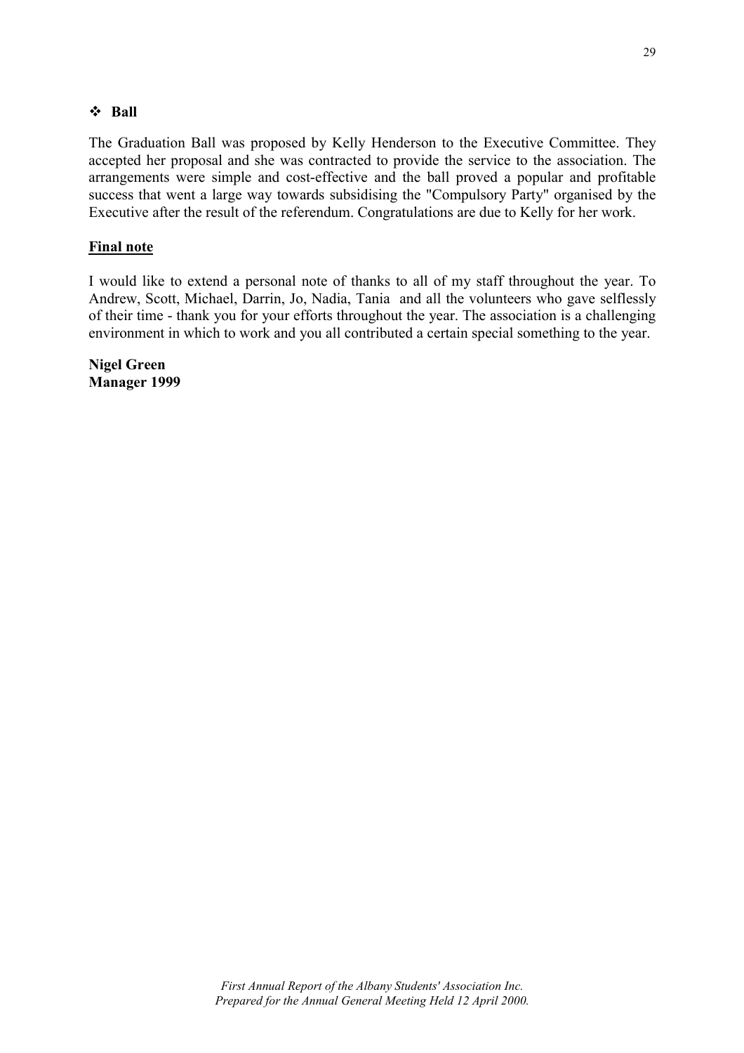- **Ball**

The Graduation Ball was proposed by Kelly Henderson to the Executive Committee. They accepted her proposal and she was contracted to provide the service to the association. The arrangements were simple and cost-effective and the ball proved a popular and profitable success that went a large way towards subsidising the "Compulsory Party" organised by the Executive after the result of the referendum. Congratulations are due to Kelly for her work.

**Final note**

I would like to extend a personal note of thanks to all of my staff throughout the year. To Andrew, Scott, Michael, Darrin, Jo, Nadia, Tania and all the volunteers who gave selflessly of their time - thank you for your efforts throughout the year. The association is a challenging environment in which to work and you all contributed a certain special something to the year.

**Nigel Green**
**Manager 1999**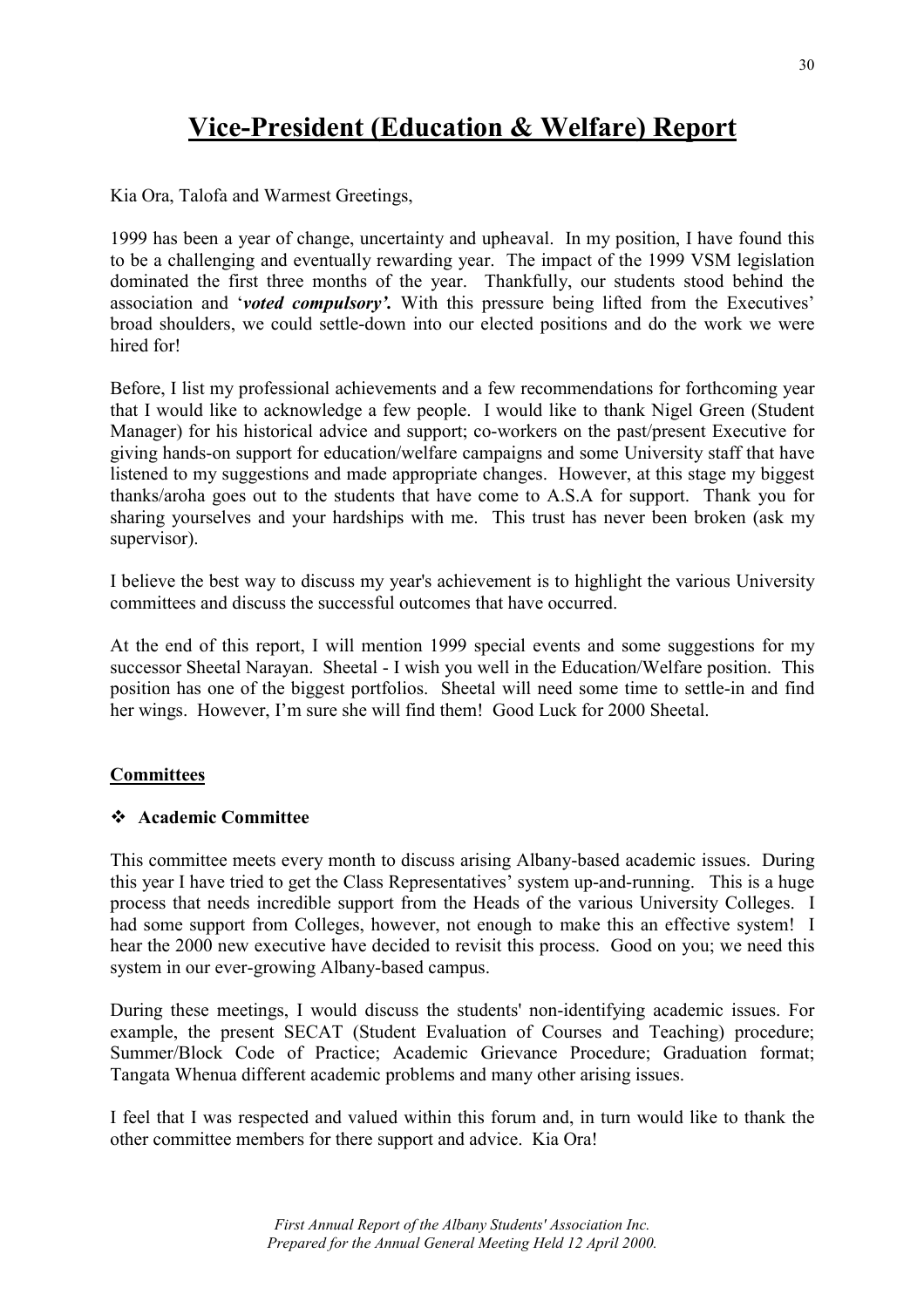# Vice-President (Education & Welfare) Report

Kia Ora, Talofa and Warmest Greetings,

1999 has been a year of change, uncertainty and upheaval. In my position, I have found this to be a challenging and eventually rewarding year. The impact of the 1999 VSM legislation dominated the first three months of the year. Thankfully, our students stood behind the association and '***voted compulsory'.*** With this pressure being lifted from the Executives' broad shoulders, we could settle-down into our elected positions and do the work we were hired for!

Before, I list my professional achievements and a few recommendations for forthcoming year that I would like to acknowledge a few people. I would like to thank Nigel Green (Student Manager) for his historical advice and support; co-workers on the past/present Executive for giving hands-on support for education/welfare campaigns and some University staff that have listened to my suggestions and made appropriate changes. However, at this stage my biggest thanks/aroha goes out to the students that have come to A.S.A for support. Thank you for sharing yourselves and your hardships with me. This trust has never been broken (ask my supervisor).

I believe the best way to discuss my year's achievement is to highlight the various University committees and discuss the successful outcomes that have occurred.

At the end of this report, I will mention 1999 special events and some suggestions for my successor Sheetal Narayan. Sheetal - I wish you well in the Education/Welfare position. This position has one of the biggest portfolios. Sheetal will need some time to settle-in and find her wings. However, I'm sure she will find them! Good Luck for 2000 Sheetal.

**Committees**

- **Academic Committee**

This committee meets every month to discuss arising Albany-based academic issues. During this year I have tried to get the Class Representatives' system up-and-running. This is a huge process that needs incredible support from the Heads of the various University Colleges. I had some support from Colleges, however, not enough to make this an effective system! I hear the 2000 new executive have decided to revisit this process. Good on you; we need this system in our ever-growing Albany-based campus.

During these meetings, I would discuss the students' non-identifying academic issues. For example, the present SECAT (Student Evaluation of Courses and Teaching) procedure; Summer/Block Code of Practice; Academic Grievance Procedure; Graduation format; Tangata Whenua different academic problems and many other arising issues.

I feel that I was respected and valued within this forum and, in turn would like to thank the other committee members for there support and advice. Kia Ora!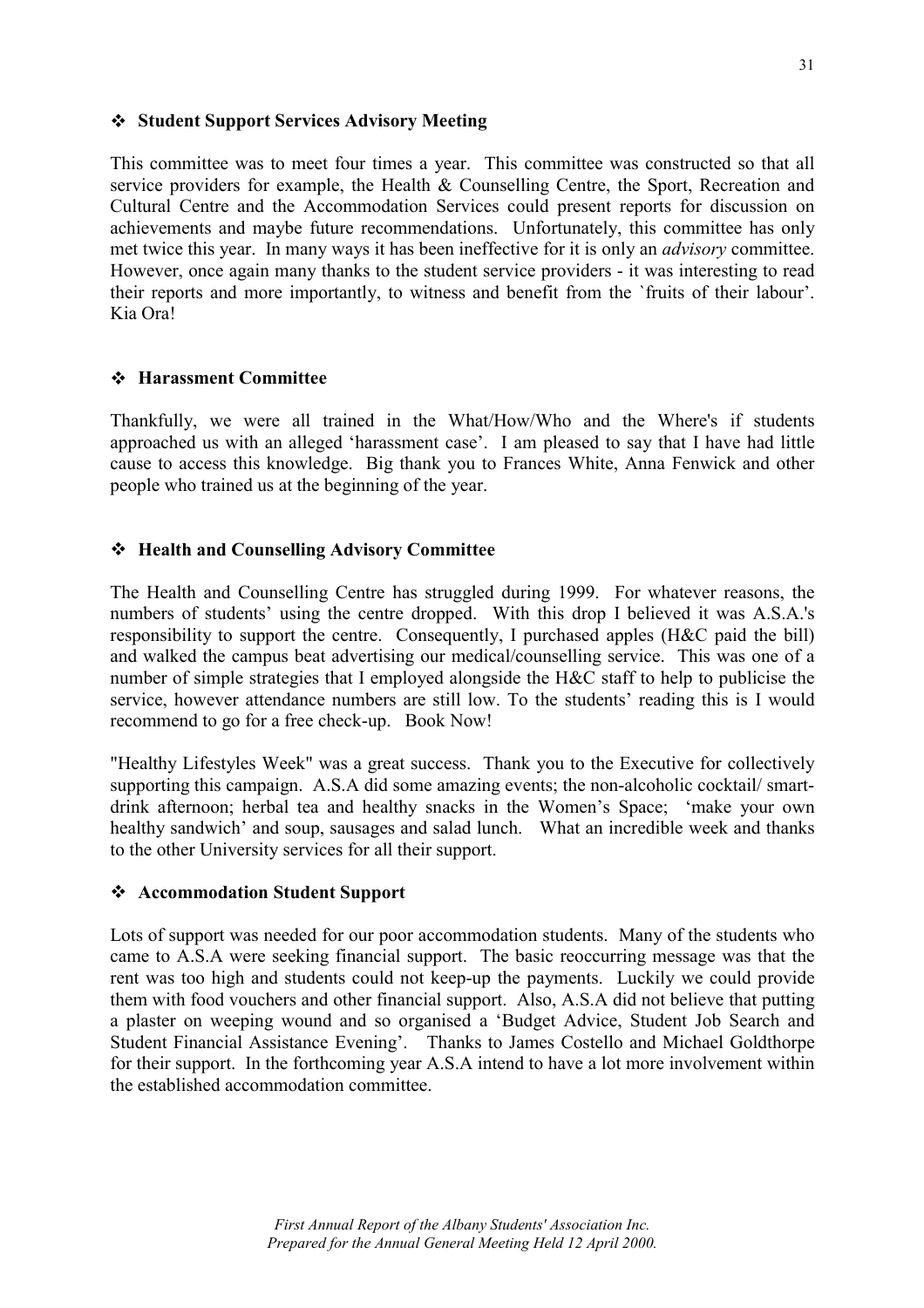## ❖ Student Support Services Advisory Meeting

This committee was to meet four times a year. This committee was constructed so that all service providers for example, the Health & Counselling Centre, the Sport, Recreation and Cultural Centre and the Accommodation Services could present reports for discussion on achievements and maybe future recommendations. Unfortunately, this committee has only met twice this year. In many ways it has been ineffective for it is only an *advisory* committee. However, once again many thanks to the student service providers - it was interesting to read their reports and more importantly, to witness and benefit from the `fruits of their labour'. Kia Ora!

## ❖ Harassment Committee

Thankfully, we were all trained in the What/How/Who and the Where's if students approached us with an alleged 'harassment case'. I am pleased to say that I have had little cause to access this knowledge. Big thank you to Frances White, Anna Fenwick and other people who trained us at the beginning of the year.

## ❖ Health and Counselling Advisory Committee

The Health and Counselling Centre has struggled during 1999. For whatever reasons, the numbers of students' using the centre dropped. With this drop I believed it was A.S.A.'s responsibility to support the centre. Consequently, I purchased apples (H&C paid the bill) and walked the campus beat advertising our medical/counselling service. This was one of a number of simple strategies that I employed alongside the H&C staff to help to publicise the service, however attendance numbers are still low. To the students' reading this is I would recommend to go for a free check-up. Book Now!

"Healthy Lifestyles Week" was a great success. Thank you to the Executive for collectively supporting this campaign. A.S.A did some amazing events; the non-alcoholic cocktail/ smart-drink afternoon; herbal tea and healthy snacks in the Women's Space; 'make your own healthy sandwich' and soup, sausages and salad lunch. What an incredible week and thanks to the other University services for all their support.

## ❖ Accommodation Student Support

Lots of support was needed for our poor accommodation students. Many of the students who came to A.S.A were seeking financial support. The basic reoccurring message was that the rent was too high and students could not keep-up the payments. Luckily we could provide them with food vouchers and other financial support. Also, A.S.A did not believe that putting a plaster on weeping wound and so organised a 'Budget Advice, Student Job Search and Student Financial Assistance Evening'. Thanks to James Costello and Michael Goldthorpe for their support. In the forthcoming year A.S.A intend to have a lot more involvement within the established accommodation committee.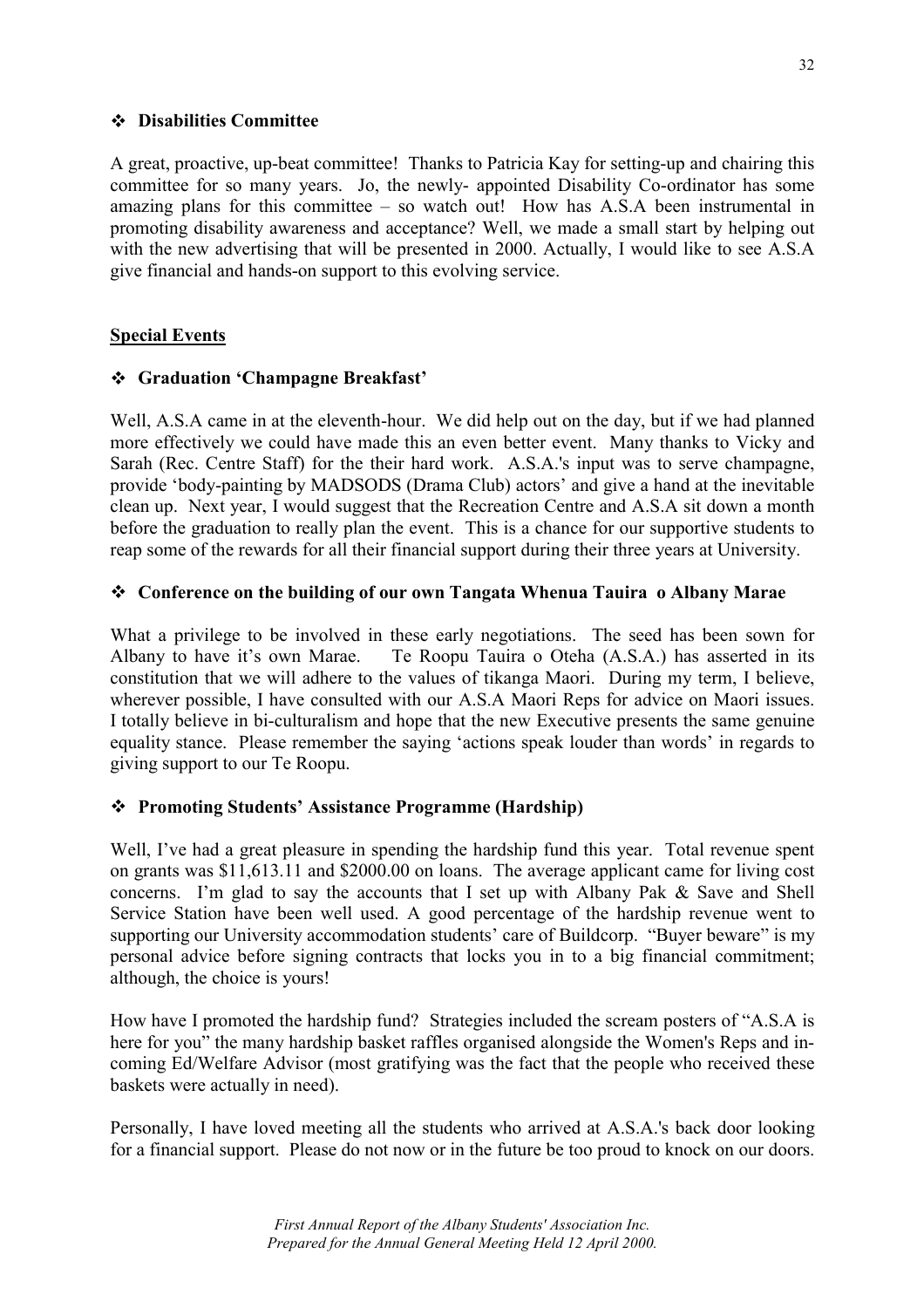### ❖ Disabilities Committee

A great, proactive, up-beat committee! Thanks to Patricia Kay for setting-up and chairing this committee for so many years. Jo, the newly- appointed Disability Co-ordinator has some amazing plans for this committee – so watch out! How has A.S.A been instrumental in promoting disability awareness and acceptance? Well, we made a small start by helping out with the new advertising that will be presented in 2000. Actually, I would like to see A.S.A give financial and hands-on support to this evolving service.

## Special Events

### ❖ Graduation 'Champagne Breakfast'

Well, A.S.A came in at the eleventh-hour. We did help out on the day, but if we had planned more effectively we could have made this an even better event. Many thanks to Vicky and Sarah (Rec. Centre Staff) for the their hard work. A.S.A.'s input was to serve champagne, provide 'body-painting by MADSODS (Drama Club) actors' and give a hand at the inevitable clean up. Next year, I would suggest that the Recreation Centre and A.S.A sit down a month before the graduation to really plan the event. This is a chance for our supportive students to reap some of the rewards for all their financial support during their three years at University.

### ❖ Conference on the building of our own Tangata Whenua Tauira o Albany Marae

What a privilege to be involved in these early negotiations. The seed has been sown for Albany to have it's own Marae. Te Roopu Tauira o Oteha (A.S.A.) has asserted in its constitution that we will adhere to the values of tikanga Maori. During my term, I believe, wherever possible, I have consulted with our A.S.A Maori Reps for advice on Maori issues. I totally believe in bi-culturalism and hope that the new Executive presents the same genuine equality stance. Please remember the saying 'actions speak louder than words' in regards to giving support to our Te Roopu.

### ❖ Promoting Students' Assistance Programme (Hardship)

Well, I've had a great pleasure in spending the hardship fund this year. Total revenue spent on grants was $11,613.11 and $2000.00 on loans. The average applicant came for living cost concerns. I'm glad to say the accounts that I set up with Albany Pak & Save and Shell Service Station have been well used. A good percentage of the hardship revenue went to supporting our University accommodation students' care of Buildcorp. "Buyer beware" is my personal advice before signing contracts that locks you in to a big financial commitment; although, the choice is yours!

How have I promoted the hardship fund? Strategies included the scream posters of "A.S.A is here for you" the many hardship basket raffles organised alongside the Women's Reps and in-coming Ed/Welfare Advisor (most gratifying was the fact that the people who received these baskets were actually in need).

Personally, I have loved meeting all the students who arrived at A.S.A.'s back door looking for a financial support. Please do not now or in the future be too proud to knock on our doors.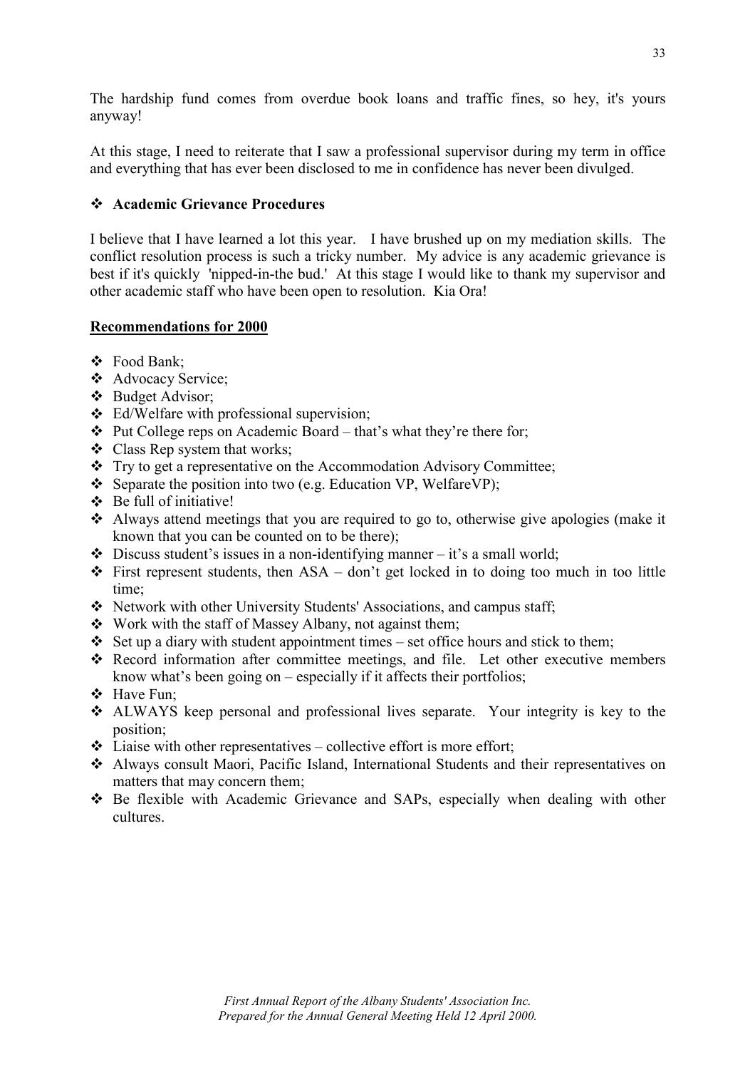The hardship fund comes from overdue book loans and traffic fines, so hey, it's yours anyway!

At this stage, I need to reiterate that I saw a professional supervisor during my term in office and everything that has ever been disclosed to me in confidence has never been divulged.

- **Academic Grievance Procedures**

I believe that I have learned a lot this year. I have brushed up on my mediation skills. The conflict resolution process is such a tricky number. My advice is any academic grievance is best if it's quickly 'nipped-in-the bud.' At this stage I would like to thank my supervisor and other academic staff who have been open to resolution. Kia Ora!

**Recommendations for 2000**

- Food Bank;
- Advocacy Service;
- Budget Advisor;
- Ed/Welfare with professional supervision;
- Put College reps on Academic Board – that's what they're there for;
- Class Rep system that works;
- Try to get a representative on the Accommodation Advisory Committee;
- Separate the position into two (e.g. Education VP, WelfareVP);
- Be full of initiative!
- Always attend meetings that you are required to go to, otherwise give apologies (make it known that you can be counted on to be there);
- Discuss student's issues in a non-identifying manner – it's a small world;
- First represent students, then ASA – don't get locked in to doing too much in too little time;
- Network with other University Students' Associations, and campus staff;
- Work with the staff of Massey Albany, not against them;
- Set up a diary with student appointment times – set office hours and stick to them;
- Record information after committee meetings, and file. Let other executive members know what's been going on – especially if it affects their portfolios;
- Have Fun;
- ALWAYS keep personal and professional lives separate. Your integrity is key to the position;
- Liaise with other representatives – collective effort is more effort;
- Always consult Maori, Pacific Island, International Students and their representatives on matters that may concern them;
- Be flexible with Academic Grievance and SAPs, especially when dealing with other cultures.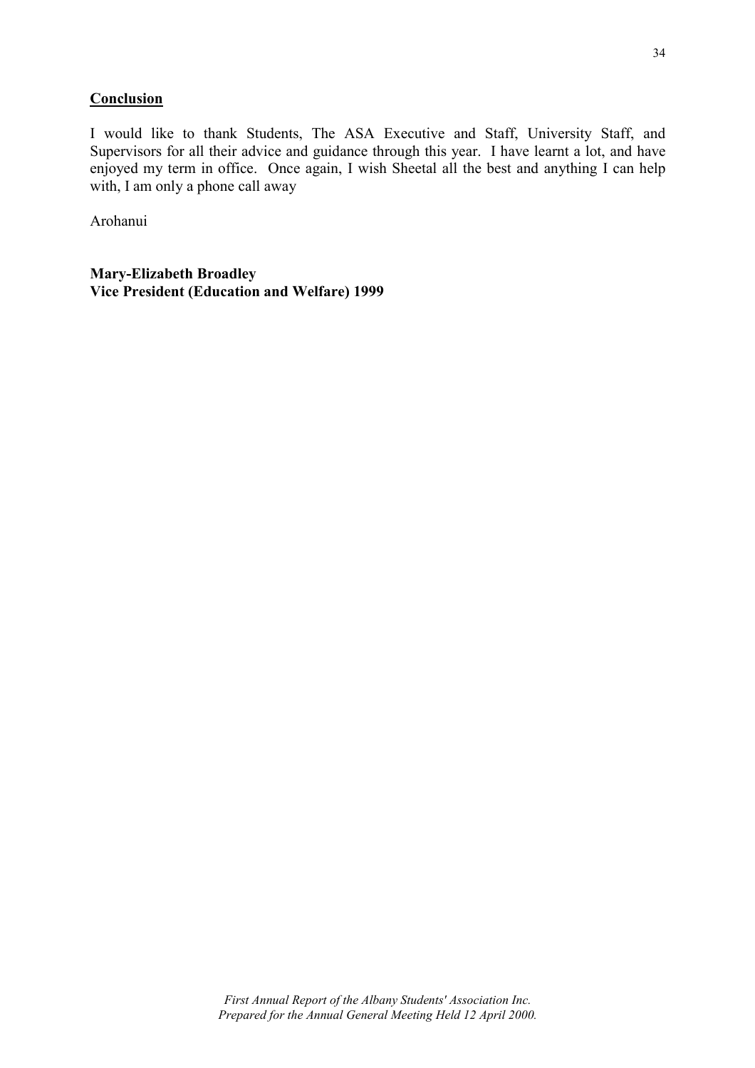## **Conclusion**

I would like to thank Students, The ASA Executive and Staff, University Staff, and Supervisors for all their advice and guidance through this year. I have learnt a lot, and have enjoyed my term in office. Once again, I wish Sheetal all the best and anything I can help with, I am only a phone call away

Arohanui

**Mary-Elizabeth Broadley**
**Vice President (Education and Welfare) 1999**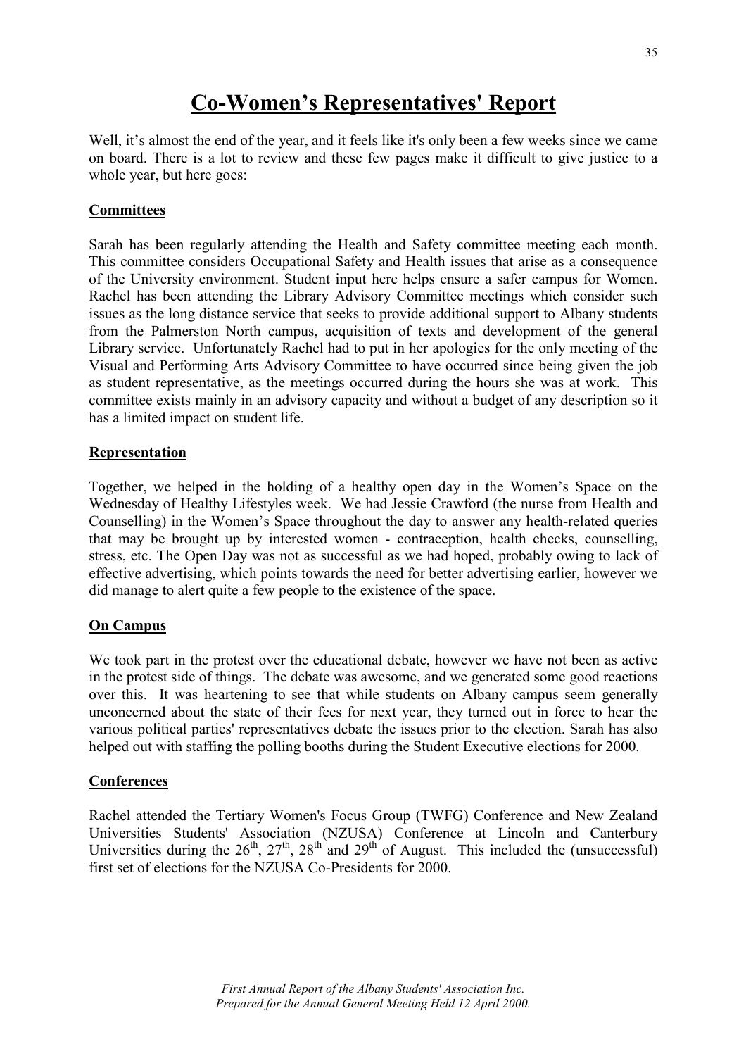# Co-Women's Representatives' Report

Well, it's almost the end of the year, and it feels like it's only been a few weeks since we came on board. There is a lot to review and these few pages make it difficult to give justice to a whole year, but here goes:

## Committees

Sarah has been regularly attending the Health and Safety committee meeting each month. This committee considers Occupational Safety and Health issues that arise as a consequence of the University environment. Student input here helps ensure a safer campus for Women. Rachel has been attending the Library Advisory Committee meetings which consider such issues as the long distance service that seeks to provide additional support to Albany students from the Palmerston North campus, acquisition of texts and development of the general Library service. Unfortunately Rachel had to put in her apologies for the only meeting of the Visual and Performing Arts Advisory Committee to have occurred since being given the job as student representative, as the meetings occurred during the hours she was at work. This committee exists mainly in an advisory capacity and without a budget of any description so it has a limited impact on student life.

## Representation

Together, we helped in the holding of a healthy open day in the Women's Space on the Wednesday of Healthy Lifestyles week. We had Jessie Crawford (the nurse from Health and Counselling) in the Women's Space throughout the day to answer any health-related queries that may be brought up by interested women - contraception, health checks, counselling, stress, etc. The Open Day was not as successful as we had hoped, probably owing to lack of effective advertising, which points towards the need for better advertising earlier, however we did manage to alert quite a few people to the existence of the space.

## On Campus

We took part in the protest over the educational debate, however we have not been as active in the protest side of things. The debate was awesome, and we generated some good reactions over this. It was heartening to see that while students on Albany campus seem generally unconcerned about the state of their fees for next year, they turned out in force to hear the various political parties' representatives debate the issues prior to the election. Sarah has also helped out with staffing the polling booths during the Student Executive elections for 2000.

## Conferences

Rachel attended the Tertiary Women's Focus Group (TWFG) Conference and New Zealand Universities Students' Association (NZUSA) Conference at Lincoln and Canterbury Universities during the 26th, 27th, 28th and 29th of August. This included the (unsuccessful) first set of elections for the NZUSA Co-Presidents for 2000.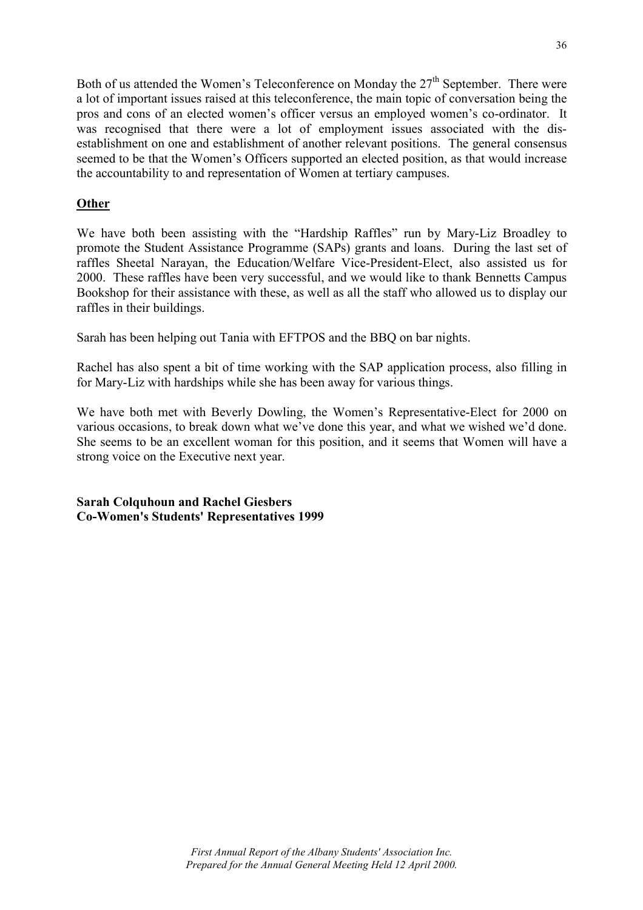Both of us attended the Women's Teleconference on Monday the 27th September. There were a lot of important issues raised at this teleconference, the main topic of conversation being the pros and cons of an elected women's officer versus an employed women's co-ordinator. It was recognised that there were a lot of employment issues associated with the dis-establishment on one and establishment of another relevant positions. The general consensus seemed to be that the Women's Officers supported an elected position, as that would increase the accountability to and representation of Women at tertiary campuses.

**Other**

We have both been assisting with the "Hardship Raffles" run by Mary-Liz Broadley to promote the Student Assistance Programme (SAPs) grants and loans. During the last set of raffles Sheetal Narayan, the Education/Welfare Vice-President-Elect, also assisted us for 2000. These raffles have been very successful, and we would like to thank Bennetts Campus Bookshop for their assistance with these, as well as all the staff who allowed us to display our raffles in their buildings.

Sarah has been helping out Tania with EFTPOS and the BBQ on bar nights.

Rachel has also spent a bit of time working with the SAP application process, also filling in for Mary-Liz with hardships while she has been away for various things.

We have both met with Beverly Dowling, the Women's Representative-Elect for 2000 on various occasions, to break down what we've done this year, and what we wished we'd done. She seems to be an excellent woman for this position, and it seems that Women will have a strong voice on the Executive next year.

**Sarah Colquhoun and Rachel Giesbers**
**Co-Women's Students' Representatives 1999**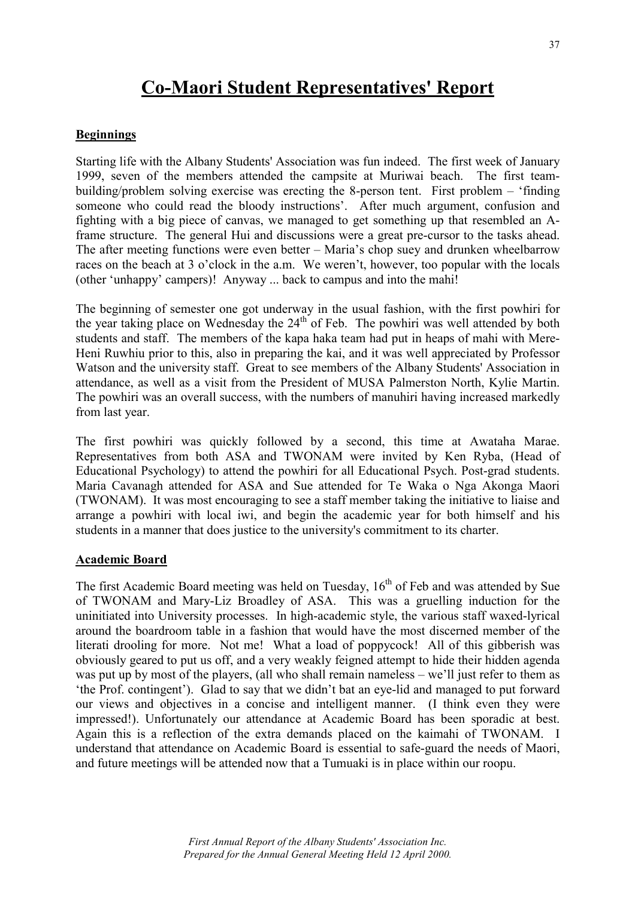# Co-Maori Student Representatives' Report

## Beginnings

Starting life with the Albany Students' Association was fun indeed. The first week of January 1999, seven of the members attended the campsite at Muriwai beach. The first team-building/problem solving exercise was erecting the 8-person tent. First problem – 'finding someone who could read the bloody instructions'. After much argument, confusion and fighting with a big piece of canvas, we managed to get something up that resembled an A-frame structure. The general Hui and discussions were a great pre-cursor to the tasks ahead. The after meeting functions were even better – Maria's chop suey and drunken wheelbarrow races on the beach at 3 o'clock in the a.m. We weren't, however, too popular with the locals (other 'unhappy' campers)! Anyway ... back to campus and into the mahi!

The beginning of semester one got underway in the usual fashion, with the first powhiri for the year taking place on Wednesday the 24th of Feb. The powhiri was well attended by both students and staff. The members of the kapa haka team had put in heaps of mahi with Mere-Heni Ruwhiu prior to this, also in preparing the kai, and it was well appreciated by Professor Watson and the university staff. Great to see members of the Albany Students' Association in attendance, as well as a visit from the President of MUSA Palmerston North, Kylie Martin. The powhiri was an overall success, with the numbers of manuhiri having increased markedly from last year.

The first powhiri was quickly followed by a second, this time at Awataha Marae. Representatives from both ASA and TWONAM were invited by Ken Ryba, (Head of Educational Psychology) to attend the powhiri for all Educational Psych. Post-grad students. Maria Cavanagh attended for ASA and Sue attended for Te Waka o Nga Akonga Maori (TWONAM). It was most encouraging to see a staff member taking the initiative to liaise and arrange a powhiri with local iwi, and begin the academic year for both himself and his students in a manner that does justice to the university's commitment to its charter.

## Academic Board

The first Academic Board meeting was held on Tuesday, 16th of Feb and was attended by Sue of TWONAM and Mary-Liz Broadley of ASA. This was a gruelling induction for the uninitiated into University processes. In high-academic style, the various staff waxed-lyrical around the boardroom table in a fashion that would have the most discerned member of the literati drooling for more. Not me! What a load of poppycock! All of this gibberish was obviously geared to put us off, and a very weakly feigned attempt to hide their hidden agenda was put up by most of the players, (all who shall remain nameless – we'll just refer to them as 'the Prof. contingent'). Glad to say that we didn't bat an eye-lid and managed to put forward our views and objectives in a concise and intelligent manner. (I think even they were impressed!). Unfortunately our attendance at Academic Board has been sporadic at best. Again this is a reflection of the extra demands placed on the kaimahi of TWONAM. I understand that attendance on Academic Board is essential to safe-guard the needs of Maori, and future meetings will be attended now that a Tumuaki is in place within our roopu.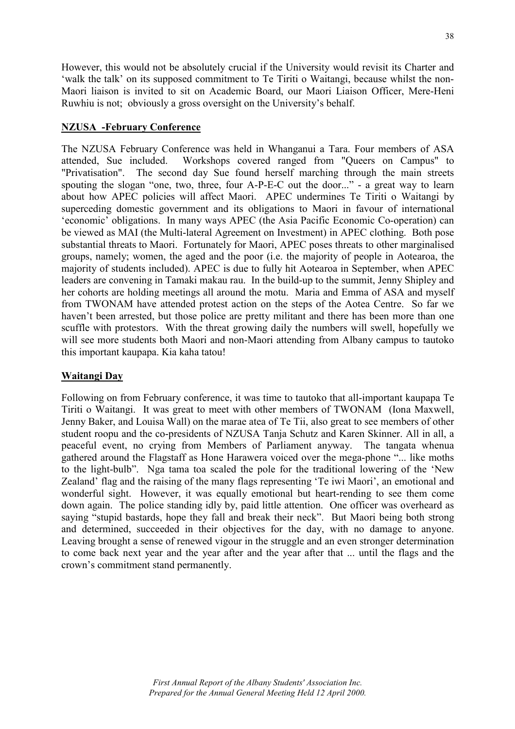However, this would not be absolutely crucial if the University would revisit its Charter and 'walk the talk' on its supposed commitment to Te Tiriti o Waitangi, because whilst the non-Maori liaison is invited to sit on Academic Board, our Maori Liaison Officer, Mere-Heni Ruwhiu is not; obviously a gross oversight on the University's behalf.

**NZUSA -February Conference**

The NZUSA February Conference was held in Whanganui a Tara. Four members of ASA attended, Sue included. Workshops covered ranged from "Queers on Campus" to "Privatisation". The second day Sue found herself marching through the main streets spouting the slogan "one, two, three, four A-P-E-C out the door..." - a great way to learn about how APEC policies will affect Maori. APEC undermines Te Tiriti o Waitangi by superceding domestic government and its obligations to Maori in favour of international 'economic' obligations. In many ways APEC (the Asia Pacific Economic Co-operation) can be viewed as MAI (the Multi-lateral Agreement on Investment) in APEC clothing. Both pose substantial threats to Maori. Fortunately for Maori, APEC poses threats to other marginalised groups, namely; women, the aged and the poor (i.e. the majority of people in Aotearoa, the majority of students included). APEC is due to fully hit Aotearoa in September, when APEC leaders are convening in Tamaki makau rau. In the build-up to the summit, Jenny Shipley and her cohorts are holding meetings all around the motu. Maria and Emma of ASA and myself from TWONAM have attended protest action on the steps of the Aotea Centre. So far we haven't been arrested, but those police are pretty militant and there has been more than one scuffle with protestors. With the threat growing daily the numbers will swell, hopefully we will see more students both Maori and non-Maori attending from Albany campus to tautoko this important kaupapa. Kia kaha tatou!

**Waitangi Day**

Following on from February conference, it was time to tautoko that all-important kaupapa Te Tiriti o Waitangi. It was great to meet with other members of TWONAM (Iona Maxwell, Jenny Baker, and Louisa Wall) on the marae atea of Te Tii, also great to see members of other student roopu and the co-presidents of NZUSA Tanja Schutz and Karen Skinner. All in all, a peaceful event, no crying from Members of Parliament anyway. The tangata whenua gathered around the Flagstaff as Hone Harawera voiced over the mega-phone "... like moths to the light-bulb". Nga tama toa scaled the pole for the traditional lowering of the 'New Zealand' flag and the raising of the many flags representing 'Te iwi Maori', an emotional and wonderful sight. However, it was equally emotional but heart-rending to see them come down again. The police standing idly by, paid little attention. One officer was overheard as saying "stupid bastards, hope they fall and break their neck". But Maori being both strong and determined, succeeded in their objectives for the day, with no damage to anyone. Leaving brought a sense of renewed vigour in the struggle and an even stronger determination to come back next year and the year after and the year after that ... until the flags and the crown's commitment stand permanently.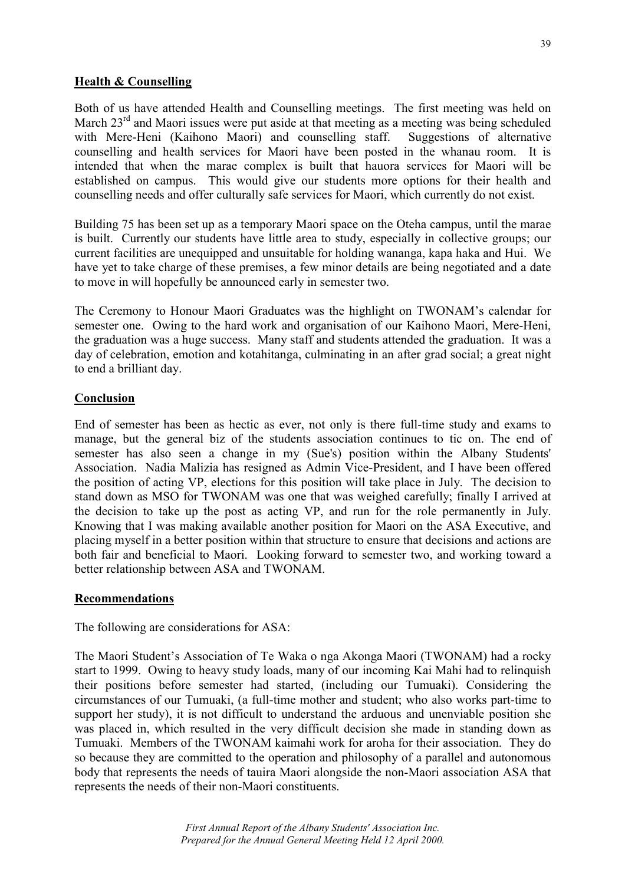## Health & Counselling

Both of us have attended Health and Counselling meetings. The first meeting was held on March 23rd and Maori issues were put aside at that meeting as a meeting was being scheduled with Mere-Heni (Kaihono Maori) and counselling staff. Suggestions of alternative counselling and health services for Maori have been posted in the whanau room. It is intended that when the marae complex is built that hauora services for Maori will be established on campus. This would give our students more options for their health and counselling needs and offer culturally safe services for Maori, which currently do not exist.

Building 75 has been set up as a temporary Maori space on the Oteha campus, until the marae is built. Currently our students have little area to study, especially in collective groups; our current facilities are unequipped and unsuitable for holding wananga, kapa haka and Hui. We have yet to take charge of these premises, a few minor details are being negotiated and a date to move in will hopefully be announced early in semester two.

The Ceremony to Honour Maori Graduates was the highlight on TWONAM's calendar for semester one. Owing to the hard work and organisation of our Kaihono Maori, Mere-Heni, the graduation was a huge success. Many staff and students attended the graduation. It was a day of celebration, emotion and kotahitanga, culminating in an after grad social; a great night to end a brilliant day.

## Conclusion

End of semester has been as hectic as ever, not only is there full-time study and exams to manage, but the general biz of the students association continues to tic on. The end of semester has also seen a change in my (Sue's) position within the Albany Students' Association. Nadia Malizia has resigned as Admin Vice-President, and I have been offered the position of acting VP, elections for this position will take place in July. The decision to stand down as MSO for TWONAM was one that was weighed carefully; finally I arrived at the decision to take up the post as acting VP, and run for the role permanently in July. Knowing that I was making available another position for Maori on the ASA Executive, and placing myself in a better position within that structure to ensure that decisions and actions are both fair and beneficial to Maori. Looking forward to semester two, and working toward a better relationship between ASA and TWONAM.

## Recommendations

The following are considerations for ASA:

The Maori Student's Association of Te Waka o nga Akonga Maori (TWONAM) had a rocky start to 1999. Owing to heavy study loads, many of our incoming Kai Mahi had to relinquish their positions before semester had started, (including our Tumuaki). Considering the circumstances of our Tumuaki, (a full-time mother and student; who also works part-time to support her study), it is not difficult to understand the arduous and unenviable position she was placed in, which resulted in the very difficult decision she made in standing down as Tumuaki. Members of the TWONAM kaimahi work for aroha for their association. They do so because they are committed to the operation and philosophy of a parallel and autonomous body that represents the needs of tauira Maori alongside the non-Maori association ASA that represents the needs of their non-Maori constituents.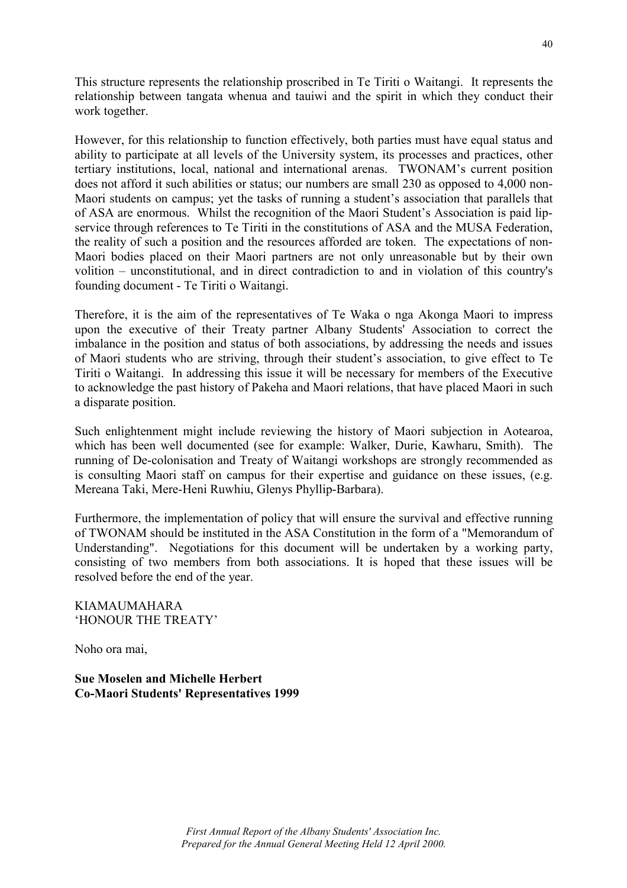This structure represents the relationship proscribed in Te Tiriti o Waitangi. It represents the relationship between tangata whenua and tauiwi and the spirit in which they conduct their work together.

However, for this relationship to function effectively, both parties must have equal status and ability to participate at all levels of the University system, its processes and practices, other tertiary institutions, local, national and international arenas. TWONAM's current position does not afford it such abilities or status; our numbers are small 230 as opposed to 4,000 non-Maori students on campus; yet the tasks of running a student's association that parallels that of ASA are enormous. Whilst the recognition of the Maori Student's Association is paid lip-service through references to Te Tiriti in the constitutions of ASA and the MUSA Federation, the reality of such a position and the resources afforded are token. The expectations of non-Maori bodies placed on their Maori partners are not only unreasonable but by their own volition – unconstitutional, and in direct contradiction to and in violation of this country's founding document - Te Tiriti o Waitangi.

Therefore, it is the aim of the representatives of Te Waka o nga Akonga Maori to impress upon the executive of their Treaty partner Albany Students' Association to correct the imbalance in the position and status of both associations, by addressing the needs and issues of Maori students who are striving, through their student's association, to give effect to Te Tiriti o Waitangi. In addressing this issue it will be necessary for members of the Executive to acknowledge the past history of Pakeha and Maori relations, that have placed Maori in such a disparate position.

Such enlightenment might include reviewing the history of Maori subjection in Aotearoa, which has been well documented (see for example: Walker, Durie, Kawharu, Smith). The running of De-colonisation and Treaty of Waitangi workshops are strongly recommended as is consulting Maori staff on campus for their expertise and guidance on these issues, (e.g. Mereana Taki, Mere-Heni Ruwhiu, Glenys Phyllip-Barbara).

Furthermore, the implementation of policy that will ensure the survival and effective running of TWONAM should be instituted in the ASA Constitution in the form of a "Memorandum of Understanding". Negotiations for this document will be undertaken by a working party, consisting of two members from both associations. It is hoped that these issues will be resolved before the end of the year.

KIAMAUMAHARA
'HONOUR THE TREATY'

Noho ora mai,

**Sue Moselen and Michelle Herbert**
**Co-Maori Students' Representatives 1999**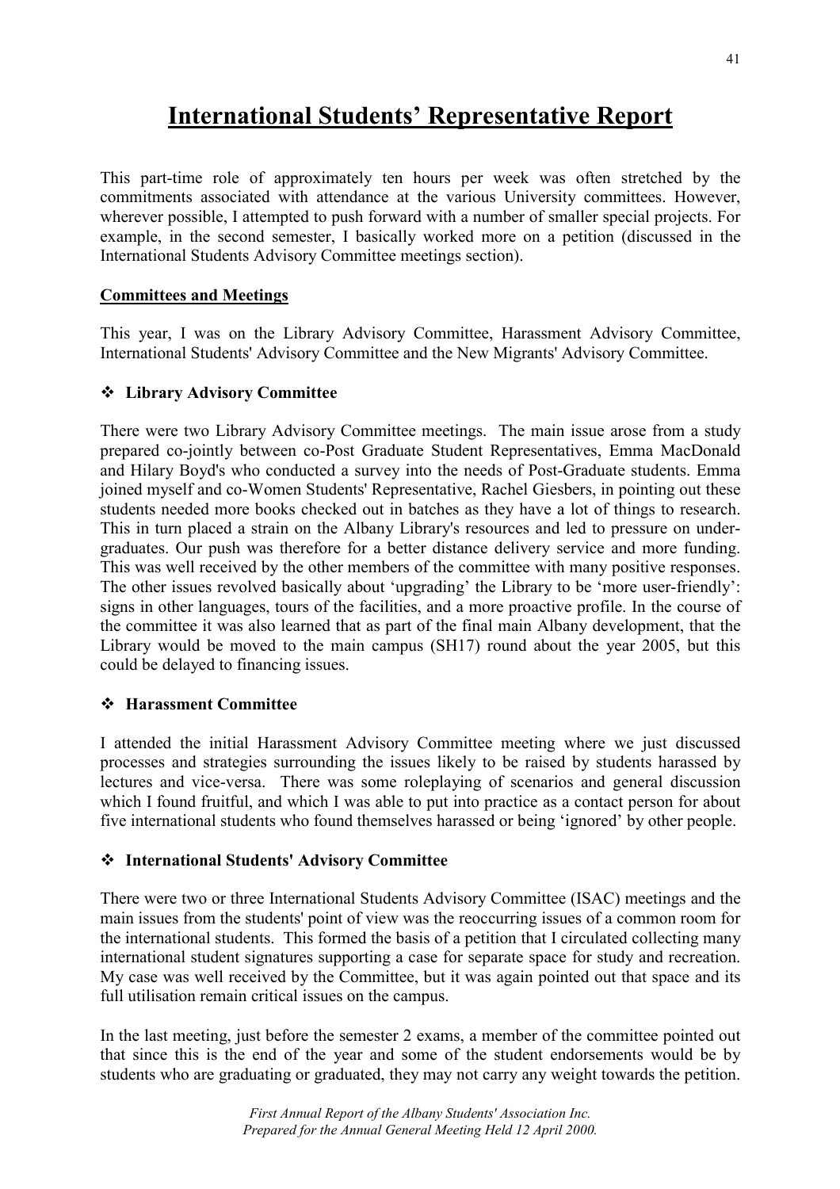# International Students' Representative Report

This part-time role of approximately ten hours per week was often stretched by the commitments associated with attendance at the various University committees. However, wherever possible, I attempted to push forward with a number of smaller special projects. For example, in the second semester, I basically worked more on a petition (discussed in the International Students Advisory Committee meetings section).

## Committees and Meetings

This year, I was on the Library Advisory Committee, Harassment Advisory Committee, International Students' Advisory Committee and the New Migrants' Advisory Committee.

### ❖ Library Advisory Committee

There were two Library Advisory Committee meetings. The main issue arose from a study prepared co-jointly between co-Post Graduate Student Representatives, Emma MacDonald and Hilary Boyd's who conducted a survey into the needs of Post-Graduate students. Emma joined myself and co-Women Students' Representative, Rachel Giesbers, in pointing out these students needed more books checked out in batches as they have a lot of things to research. This in turn placed a strain on the Albany Library's resources and led to pressure on under-graduates. Our push was therefore for a better distance delivery service and more funding. This was well received by the other members of the committee with many positive responses. The other issues revolved basically about 'upgrading' the Library to be 'more user-friendly': signs in other languages, tours of the facilities, and a more proactive profile. In the course of the committee it was also learned that as part of the final main Albany development, that the Library would be moved to the main campus (SH17) round about the year 2005, but this could be delayed to financing issues.

### ❖ Harassment Committee

I attended the initial Harassment Advisory Committee meeting where we just discussed processes and strategies surrounding the issues likely to be raised by students harassed by lectures and vice-versa. There was some roleplaying of scenarios and general discussion which I found fruitful, and which I was able to put into practice as a contact person for about five international students who found themselves harassed or being 'ignored' by other people.

### ❖ International Students' Advisory Committee

There were two or three International Students Advisory Committee (ISAC) meetings and the main issues from the students' point of view was the reoccurring issues of a common room for the international students. This formed the basis of a petition that I circulated collecting many international student signatures supporting a case for separate space for study and recreation. My case was well received by the Committee, but it was again pointed out that space and its full utilisation remain critical issues on the campus.

In the last meeting, just before the semester 2 exams, a member of the committee pointed out that since this is the end of the year and some of the student endorsements would be by students who are graduating or graduated, they may not carry any weight towards the petition.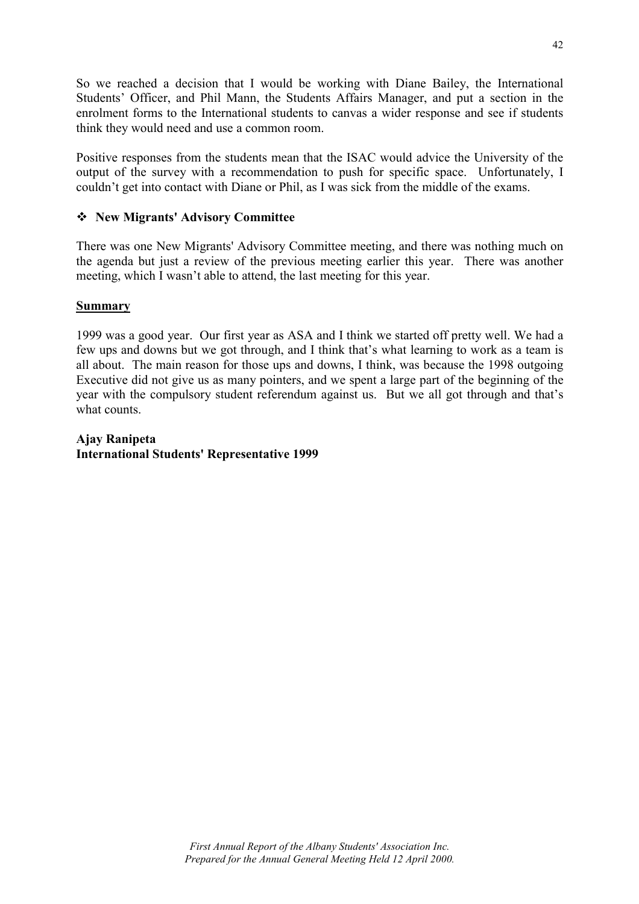So we reached a decision that I would be working with Diane Bailey, the International Students' Officer, and Phil Mann, the Students Affairs Manager, and put a section in the enrolment forms to the International students to canvas a wider response and see if students think they would need and use a common room.

Positive responses from the students mean that the ISAC would advice the University of the output of the survey with a recommendation to push for specific space. Unfortunately, I couldn't get into contact with Diane or Phil, as I was sick from the middle of the exams.

- **New Migrants' Advisory Committee**

There was one New Migrants' Advisory Committee meeting, and there was nothing much on the agenda but just a review of the previous meeting earlier this year. There was another meeting, which I wasn't able to attend, the last meeting for this year.

**Summary**

1999 was a good year. Our first year as ASA and I think we started off pretty well. We had a few ups and downs but we got through, and I think that's what learning to work as a team is all about. The main reason for those ups and downs, I think, was because the 1998 outgoing Executive did not give us as many pointers, and we spent a large part of the beginning of the year with the compulsory student referendum against us. But we all got through and that's what counts.

**Ajay Ranipeta**
**International Students' Representative 1999**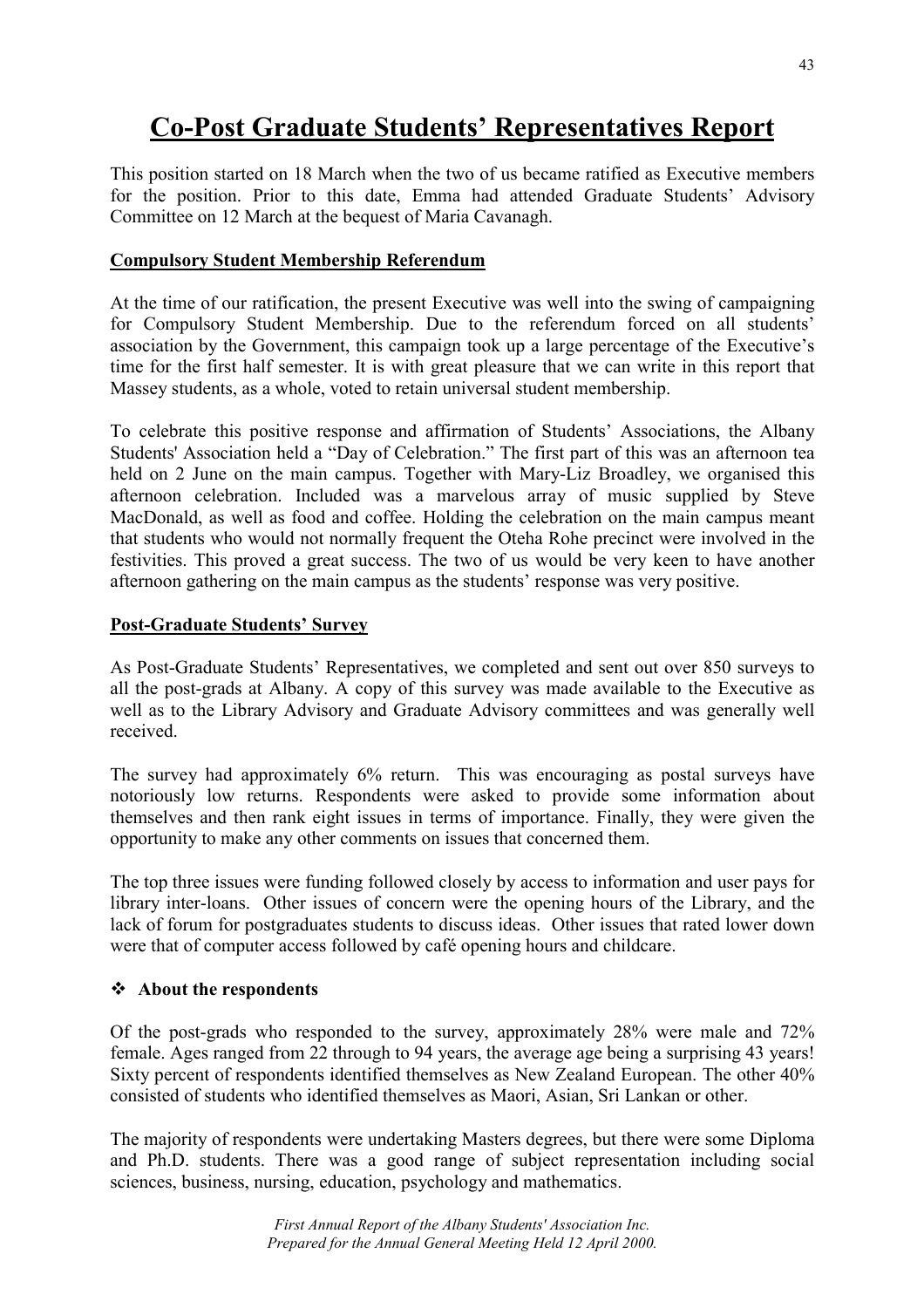# Co-Post Graduate Students' Representatives Report

This position started on 18 March when the two of us became ratified as Executive members for the position. Prior to this date, Emma had attended Graduate Students' Advisory Committee on 12 March at the bequest of Maria Cavanagh.

## Compulsory Student Membership Referendum

At the time of our ratification, the present Executive was well into the swing of campaigning for Compulsory Student Membership. Due to the referendum forced on all students' association by the Government, this campaign took up a large percentage of the Executive's time for the first half semester. It is with great pleasure that we can write in this report that Massey students, as a whole, voted to retain universal student membership.

To celebrate this positive response and affirmation of Students' Associations, the Albany Students' Association held a "Day of Celebration." The first part of this was an afternoon tea held on 2 June on the main campus. Together with Mary-Liz Broadley, we organised this afternoon celebration. Included was a marvelous array of music supplied by Steve MacDonald, as well as food and coffee. Holding the celebration on the main campus meant that students who would not normally frequent the Oteha Rohe precinct were involved in the festivities. This proved a great success. The two of us would be very keen to have another afternoon gathering on the main campus as the students' response was very positive.

## Post-Graduate Students' Survey

As Post-Graduate Students' Representatives, we completed and sent out over 850 surveys to all the post-grads at Albany. A copy of this survey was made available to the Executive as well as to the Library Advisory and Graduate Advisory committees and was generally well received.

The survey had approximately 6% return. This was encouraging as postal surveys have notoriously low returns. Respondents were asked to provide some information about themselves and then rank eight issues in terms of importance. Finally, they were given the opportunity to make any other comments on issues that concerned them.

The top three issues were funding followed closely by access to information and user pays for library inter-loans. Other issues of concern were the opening hours of the Library, and the lack of forum for postgraduates students to discuss ideas. Other issues that rated lower down were that of computer access followed by café opening hours and childcare.

### ❖ About the respondents

Of the post-grads who responded to the survey, approximately 28% were male and 72% female. Ages ranged from 22 through to 94 years, the average age being a surprising 43 years! Sixty percent of respondents identified themselves as New Zealand European. The other 40% consisted of students who identified themselves as Maori, Asian, Sri Lankan or other.

The majority of respondents were undertaking Masters degrees, but there were some Diploma and Ph.D. students. There was a good range of subject representation including social sciences, business, nursing, education, psychology and mathematics.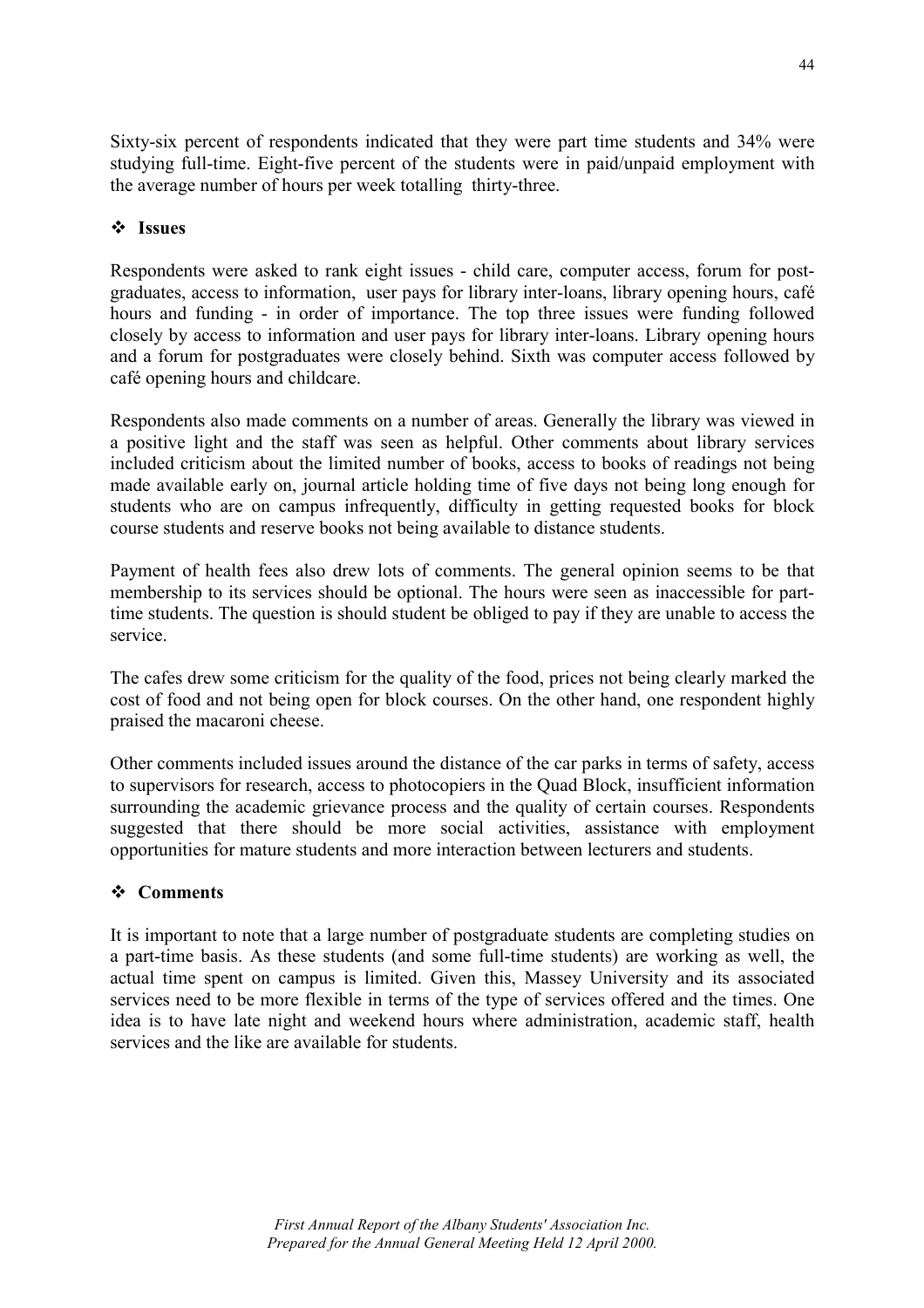Sixty-six percent of respondents indicated that they were part time students and 34% were studying full-time. Eight-five percent of the students were in paid/unpaid employment with the average number of hours per week totalling thirty-three.

- **Issues**

Respondents were asked to rank eight issues - child care, computer access, forum for post-graduates, access to information, user pays for library inter-loans, library opening hours, café hours and funding - in order of importance. The top three issues were funding followed closely by access to information and user pays for library inter-loans. Library opening hours and a forum for postgraduates were closely behind. Sixth was computer access followed by café opening hours and childcare.

Respondents also made comments on a number of areas. Generally the library was viewed in a positive light and the staff was seen as helpful. Other comments about library services included criticism about the limited number of books, access to books of readings not being made available early on, journal article holding time of five days not being long enough for students who are on campus infrequently, difficulty in getting requested books for block course students and reserve books not being available to distance students.

Payment of health fees also drew lots of comments. The general opinion seems to be that membership to its services should be optional. The hours were seen as inaccessible for part-time students. The question is should student be obliged to pay if they are unable to access the service.

The cafes drew some criticism for the quality of the food, prices not being clearly marked the cost of food and not being open for block courses. On the other hand, one respondent highly praised the macaroni cheese.

Other comments included issues around the distance of the car parks in terms of safety, access to supervisors for research, access to photocopiers in the Quad Block, insufficient information surrounding the academic grievance process and the quality of certain courses. Respondents suggested that there should be more social activities, assistance with employment opportunities for mature students and more interaction between lecturers and students.

- **Comments**

It is important to note that a large number of postgraduate students are completing studies on a part-time basis. As these students (and some full-time students) are working as well, the actual time spent on campus is limited. Given this, Massey University and its associated services need to be more flexible in terms of the type of services offered and the times. One idea is to have late night and weekend hours where administration, academic staff, health services and the like are available for students.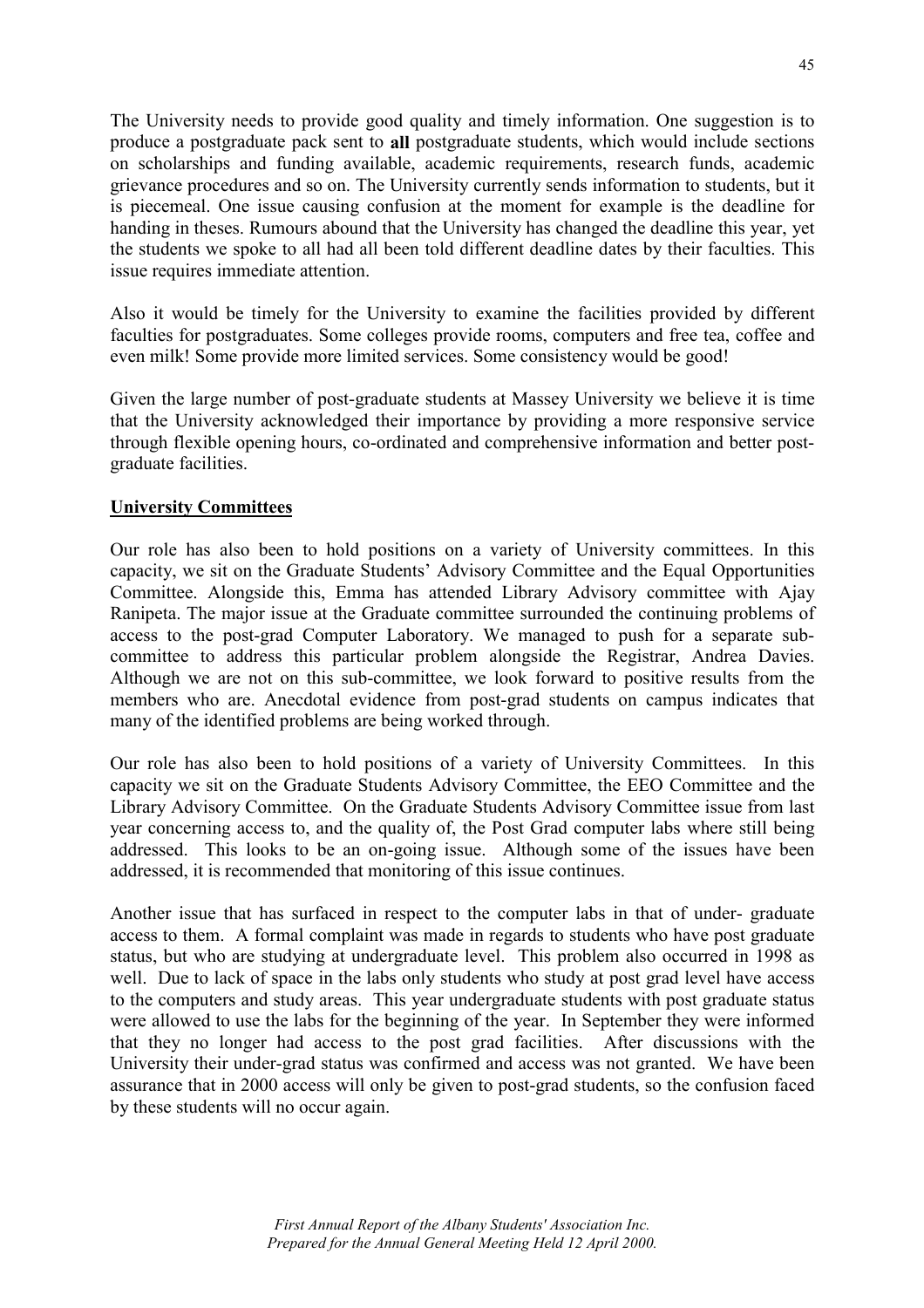The University needs to provide good quality and timely information. One suggestion is to produce a postgraduate pack sent to **all** postgraduate students, which would include sections on scholarships and funding available, academic requirements, research funds, academic grievance procedures and so on. The University currently sends information to students, but it is piecemeal. One issue causing confusion at the moment for example is the deadline for handing in theses. Rumours abound that the University has changed the deadline this year, yet the students we spoke to all had all been told different deadline dates by their faculties. This issue requires immediate attention.

Also it would be timely for the University to examine the facilities provided by different faculties for postgraduates. Some colleges provide rooms, computers and free tea, coffee and even milk! Some provide more limited services. Some consistency would be good!

Given the large number of post-graduate students at Massey University we believe it is time that the University acknowledged their importance by providing a more responsive service through flexible opening hours, co-ordinated and comprehensive information and better post-graduate facilities.

## University Committees

Our role has also been to hold positions on a variety of University committees. In this capacity, we sit on the Graduate Students' Advisory Committee and the Equal Opportunities Committee. Alongside this, Emma has attended Library Advisory committee with Ajay Ranipeta. The major issue at the Graduate committee surrounded the continuing problems of access to the post-grad Computer Laboratory. We managed to push for a separate sub-committee to address this particular problem alongside the Registrar, Andrea Davies. Although we are not on this sub-committee, we look forward to positive results from the members who are. Anecdotal evidence from post-grad students on campus indicates that many of the identified problems are being worked through.

Our role has also been to hold positions of a variety of University Committees. In this capacity we sit on the Graduate Students Advisory Committee, the EEO Committee and the Library Advisory Committee. On the Graduate Students Advisory Committee issue from last year concerning access to, and the quality of, the Post Grad computer labs where still being addressed. This looks to be an on-going issue. Although some of the issues have been addressed, it is recommended that monitoring of this issue continues.

Another issue that has surfaced in respect to the computer labs in that of under- graduate access to them. A formal complaint was made in regards to students who have post graduate status, but who are studying at undergraduate level. This problem also occurred in 1998 as well. Due to lack of space in the labs only students who study at post grad level have access to the computers and study areas. This year undergraduate students with post graduate status were allowed to use the labs for the beginning of the year. In September they were informed that they no longer had access to the post grad facilities. After discussions with the University their under-grad status was confirmed and access was not granted. We have been assurance that in 2000 access will only be given to post-grad students, so the confusion faced by these students will no occur again.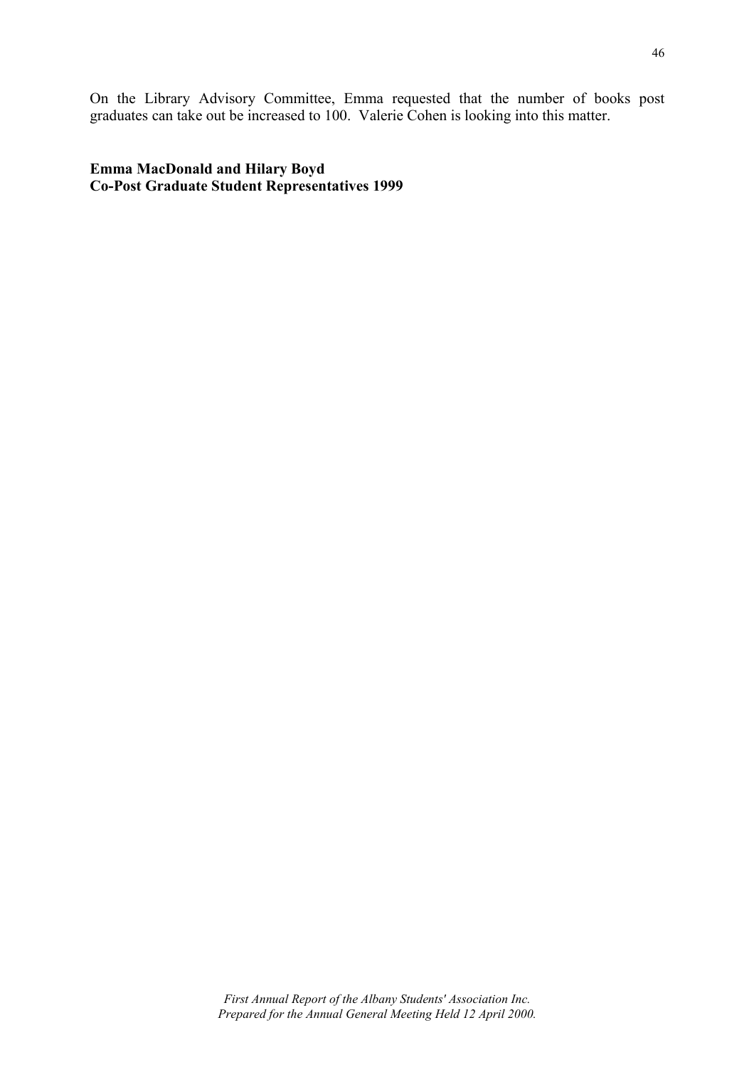On the Library Advisory Committee, Emma requested that the number of books post graduates can take out be increased to 100. Valerie Cohen is looking into this matter.

**Emma MacDonald and Hilary Boyd**
**Co-Post Graduate Student Representatives 1999**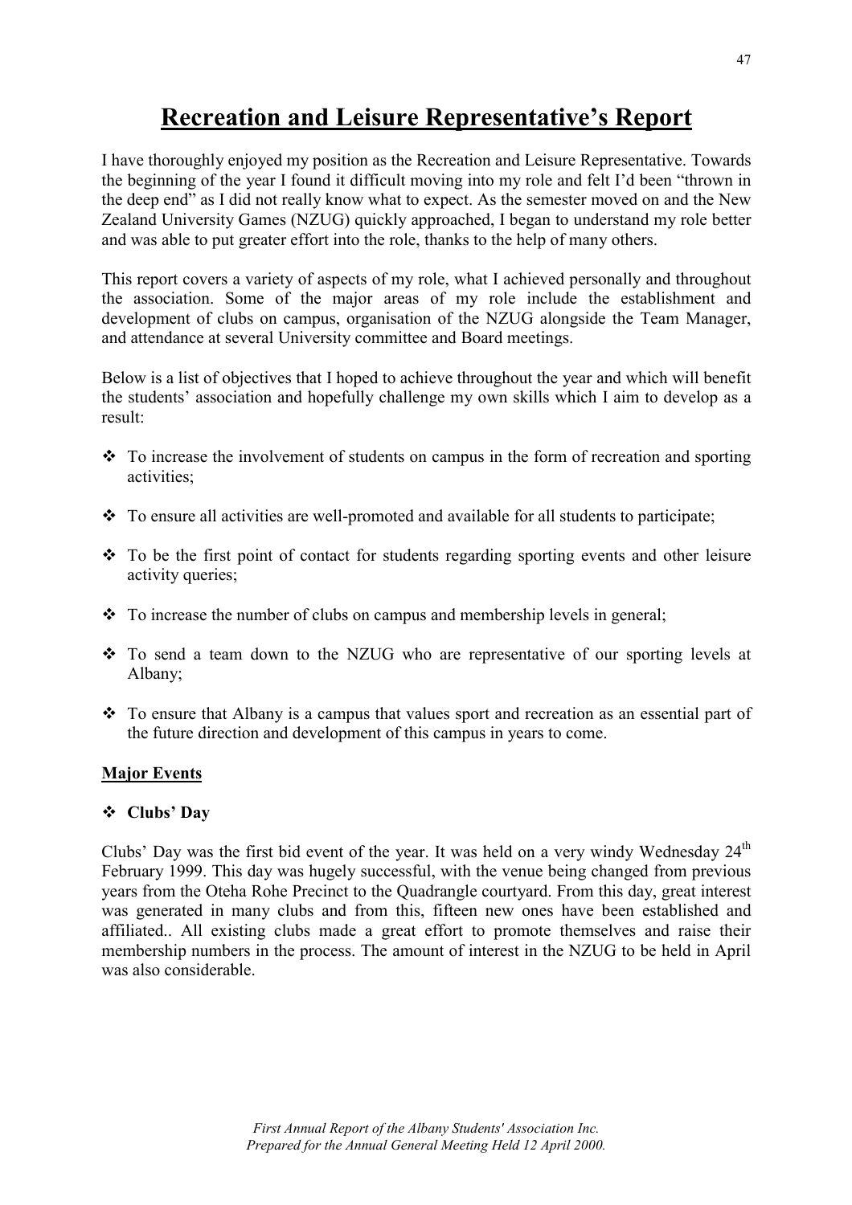# Recreation and Leisure Representative's Report

I have thoroughly enjoyed my position as the Recreation and Leisure Representative. Towards the beginning of the year I found it difficult moving into my role and felt I'd been "thrown in the deep end" as I did not really know what to expect. As the semester moved on and the New Zealand University Games (NZUG) quickly approached, I began to understand my role better and was able to put greater effort into the role, thanks to the help of many others.

This report covers a variety of aspects of my role, what I achieved personally and throughout the association. Some of the major areas of my role include the establishment and development of clubs on campus, organisation of the NZUG alongside the Team Manager, and attendance at several University committee and Board meetings.

Below is a list of objectives that I hoped to achieve throughout the year and which will benefit the students' association and hopefully challenge my own skills which I aim to develop as a result:

- To increase the involvement of students on campus in the form of recreation and sporting activities;
- To ensure all activities are well-promoted and available for all students to participate;
- To be the first point of contact for students regarding sporting events and other leisure activity queries;
- To increase the number of clubs on campus and membership levels in general;
- To send a team down to the NZUG who are representative of our sporting levels at Albany;
- To ensure that Albany is a campus that values sport and recreation as an essential part of the future direction and development of this campus in years to come.

**Major Events**

- **Clubs' Day**

Clubs' Day was the first bid event of the year. It was held on a very windy Wednesday 24th February 1999. This day was hugely successful, with the venue being changed from previous years from the Oteha Rohe Precinct to the Quadrangle courtyard. From this day, great interest was generated in many clubs and from this, fifteen new ones have been established and affiliated.. All existing clubs made a great effort to promote themselves and raise their membership numbers in the process. The amount of interest in the NZUG to be held in April was also considerable.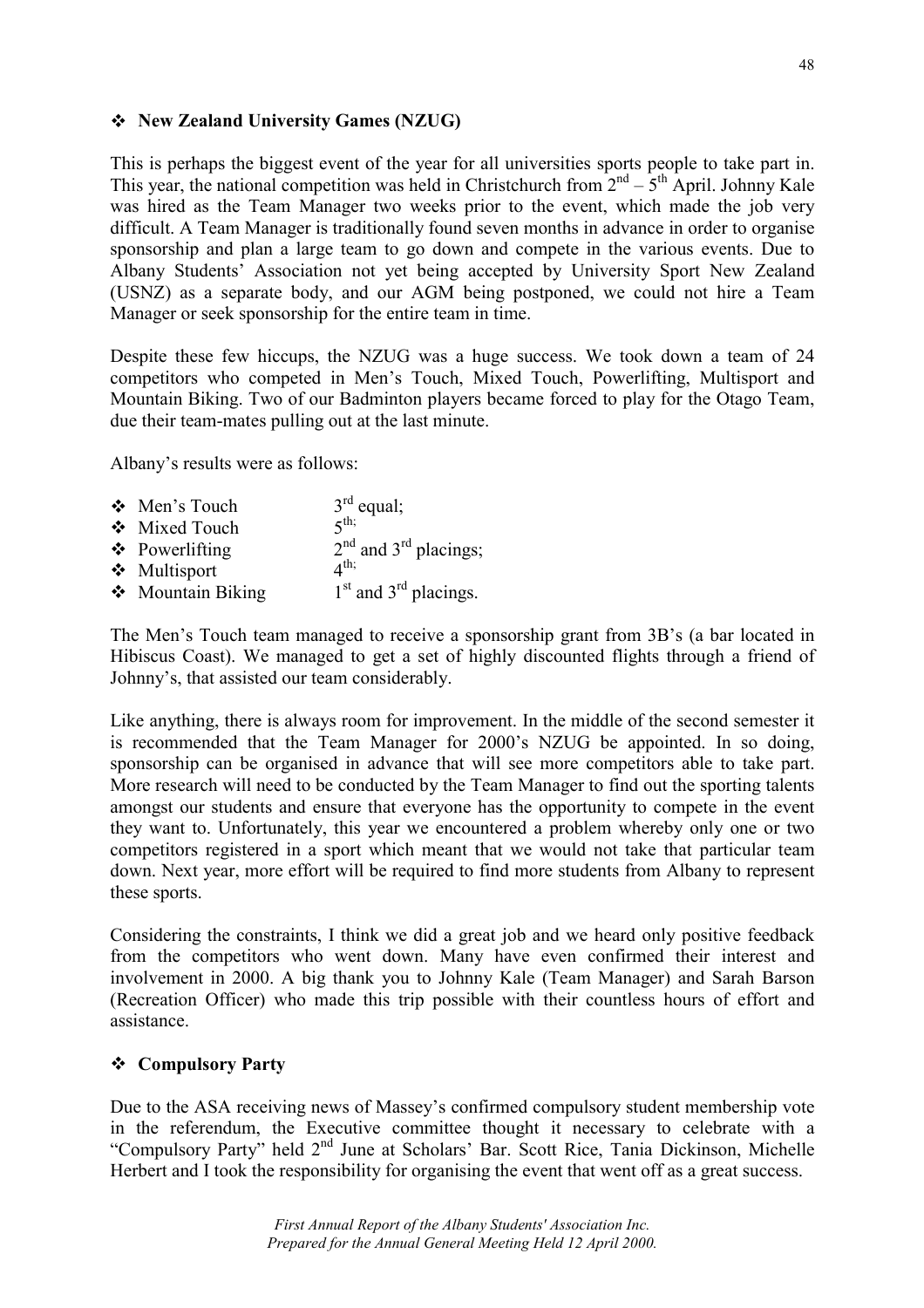### ❖ New Zealand University Games (NZUG)

This is perhaps the biggest event of the year for all universities sports people to take part in. This year, the national competition was held in Christchurch from 2nd – 5th April. Johnny Kale was hired as the Team Manager two weeks prior to the event, which made the job very difficult. A Team Manager is traditionally found seven months in advance in order to organise sponsorship and plan a large team to go down and compete in the various events. Due to Albany Students' Association not yet being accepted by University Sport New Zealand (USNZ) as a separate body, and our AGM being postponed, we could not hire a Team Manager or seek sponsorship for the entire team in time.

Despite these few hiccups, the NZUG was a huge success. We took down a team of 24 competitors who competed in Men's Touch, Mixed Touch, Powerlifting, Multisport and Mountain Biking. Two of our Badminton players became forced to play for the Otago Team, due their team-mates pulling out at the last minute.

Albany's results were as follows:

- Men's Touch — 3rd equal;
- Mixed Touch — 5th;
- Powerlifting — 2nd and 3rd placings;
- Multisport — 4th;
- Mountain Biking — 1st and 3rd placings.

The Men's Touch team managed to receive a sponsorship grant from 3B's (a bar located in Hibiscus Coast). We managed to get a set of highly discounted flights through a friend of Johnny's, that assisted our team considerably.

Like anything, there is always room for improvement. In the middle of the second semester it is recommended that the Team Manager for 2000's NZUG be appointed. In so doing, sponsorship can be organised in advance that will see more competitors able to take part. More research will need to be conducted by the Team Manager to find out the sporting talents amongst our students and ensure that everyone has the opportunity to compete in the event they want to. Unfortunately, this year we encountered a problem whereby only one or two competitors registered in a sport which meant that we would not take that particular team down. Next year, more effort will be required to find more students from Albany to represent these sports.

Considering the constraints, I think we did a great job and we heard only positive feedback from the competitors who went down. Many have even confirmed their interest and involvement in 2000. A big thank you to Johnny Kale (Team Manager) and Sarah Barson (Recreation Officer) who made this trip possible with their countless hours of effort and assistance.

### ❖ Compulsory Party

Due to the ASA receiving news of Massey's confirmed compulsory student membership vote in the referendum, the Executive committee thought it necessary to celebrate with a "Compulsory Party" held 2nd June at Scholars' Bar. Scott Rice, Tania Dickinson, Michelle Herbert and I took the responsibility for organising the event that went off as a great success.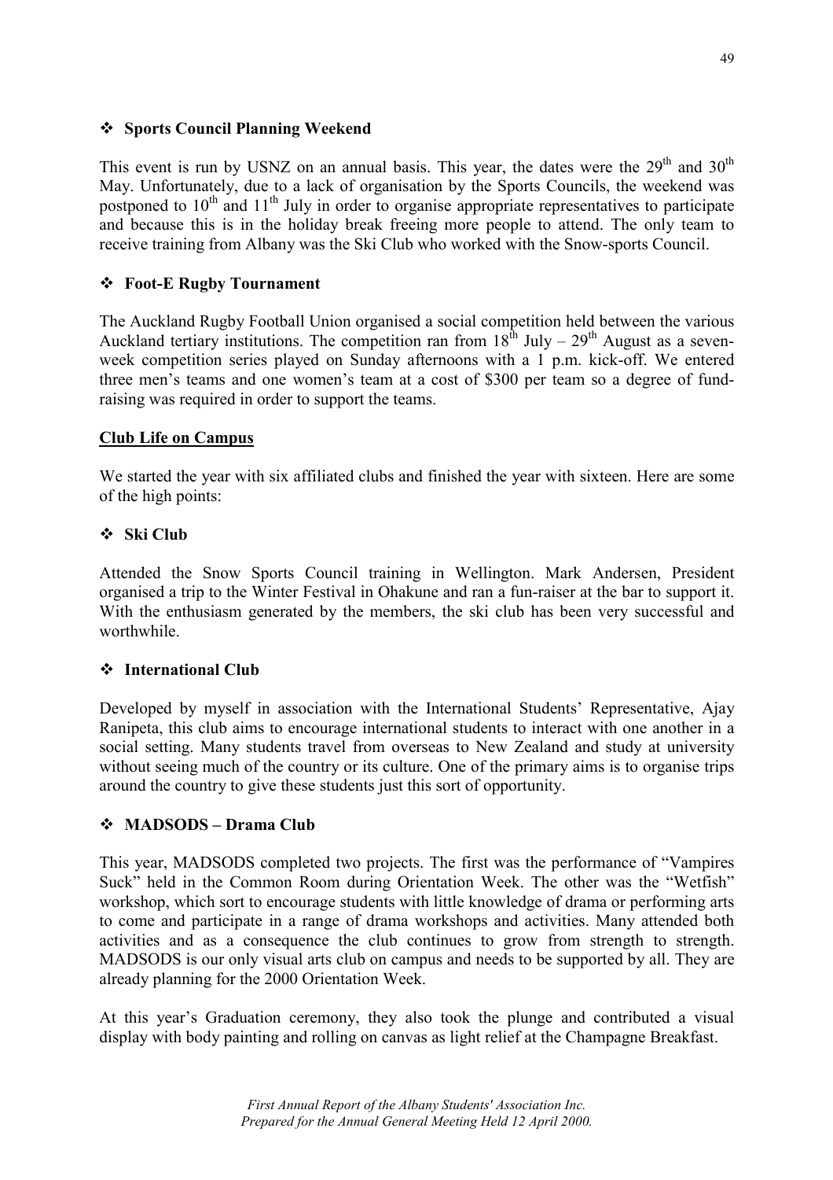- **Sports Council Planning Weekend**

This event is run by USNZ on an annual basis. This year, the dates were the 29th and 30th May. Unfortunately, due to a lack of organisation by the Sports Councils, the weekend was postponed to 10th and 11th July in order to organise appropriate representatives to participate and because this is in the holiday break freeing more people to attend. The only team to receive training from Albany was the Ski Club who worked with the Snow-sports Council.

- **Foot-E Rugby Tournament**

The Auckland Rugby Football Union organised a social competition held between the various Auckland tertiary institutions. The competition ran from 18th July – 29th August as a seven-week competition series played on Sunday afternoons with a 1 p.m. kick-off. We entered three men's teams and one women's team at a cost of $300 per team so a degree of fund-raising was required in order to support the teams.

**Club Life on Campus**

We started the year with six affiliated clubs and finished the year with sixteen. Here are some of the high points:

- **Ski Club**

Attended the Snow Sports Council training in Wellington. Mark Andersen, President organised a trip to the Winter Festival in Ohakune and ran a fun-raiser at the bar to support it. With the enthusiasm generated by the members, the ski club has been very successful and worthwhile.

- **International Club**

Developed by myself in association with the International Students' Representative, Ajay Ranipeta, this club aims to encourage international students to interact with one another in a social setting. Many students travel from overseas to New Zealand and study at university without seeing much of the country or its culture. One of the primary aims is to organise trips around the country to give these students just this sort of opportunity.

- **MADSODS – Drama Club**

This year, MADSODS completed two projects. The first was the performance of "Vampires Suck" held in the Common Room during Orientation Week. The other was the "Wetfish" workshop, which sort to encourage students with little knowledge of drama or performing arts to come and participate in a range of drama workshops and activities. Many attended both activities and as a consequence the club continues to grow from strength to strength. MADSODS is our only visual arts club on campus and needs to be supported by all. They are already planning for the 2000 Orientation Week.

At this year's Graduation ceremony, they also took the plunge and contributed a visual display with body painting and rolling on canvas as light relief at the Champagne Breakfast.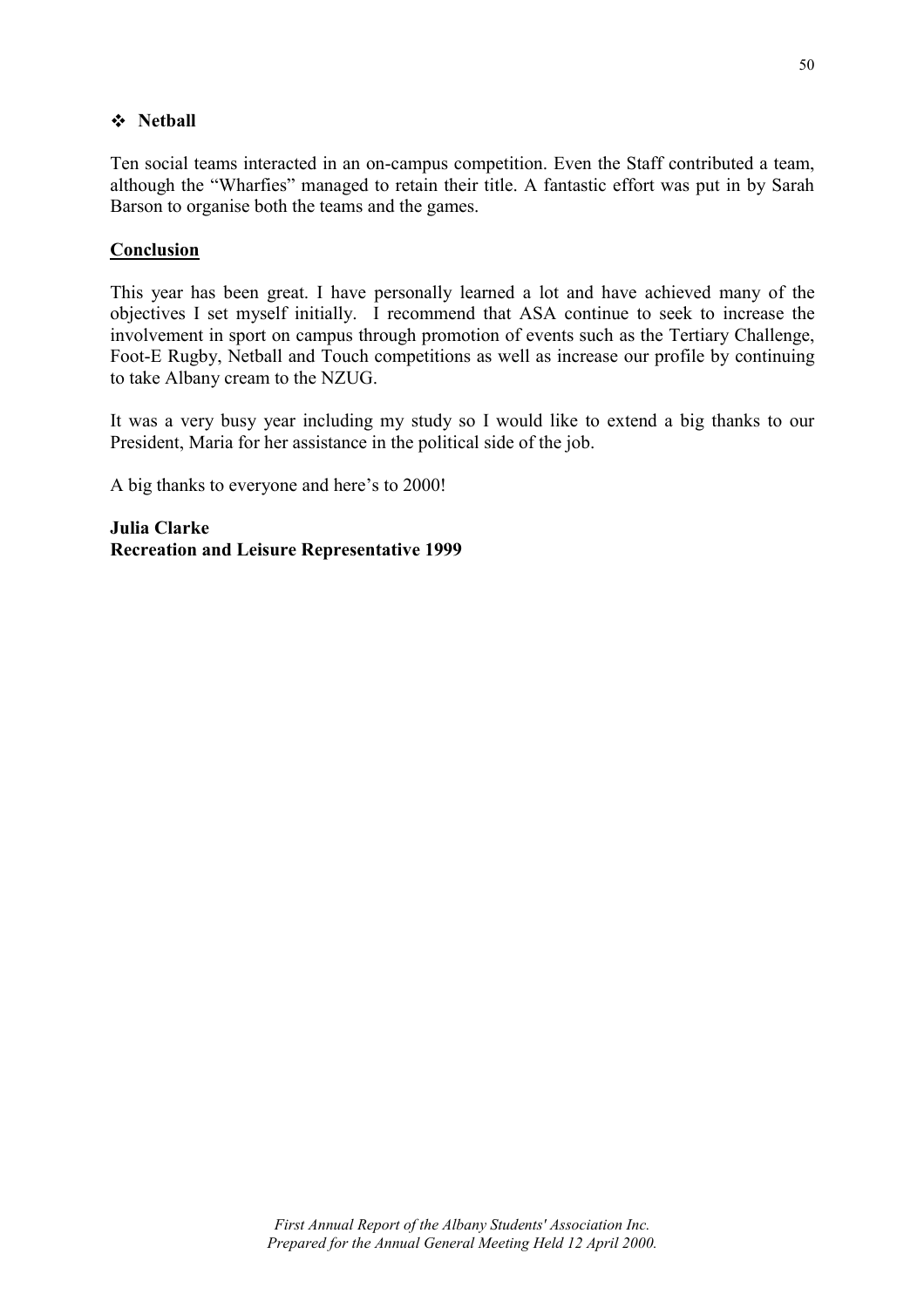- **Netball**

Ten social teams interacted in an on-campus competition. Even the Staff contributed a team, although the "Wharfies" managed to retain their title. A fantastic effort was put in by Sarah Barson to organise both the teams and the games.

## Conclusion

This year has been great. I have personally learned a lot and have achieved many of the objectives I set myself initially. I recommend that ASA continue to seek to increase the involvement in sport on campus through promotion of events such as the Tertiary Challenge, Foot-E Rugby, Netball and Touch competitions as well as increase our profile by continuing to take Albany cream to the NZUG.

It was a very busy year including my study so I would like to extend a big thanks to our President, Maria for her assistance in the political side of the job.

A big thanks to everyone and here's to 2000!

**Julia Clarke**
**Recreation and Leisure Representative 1999**